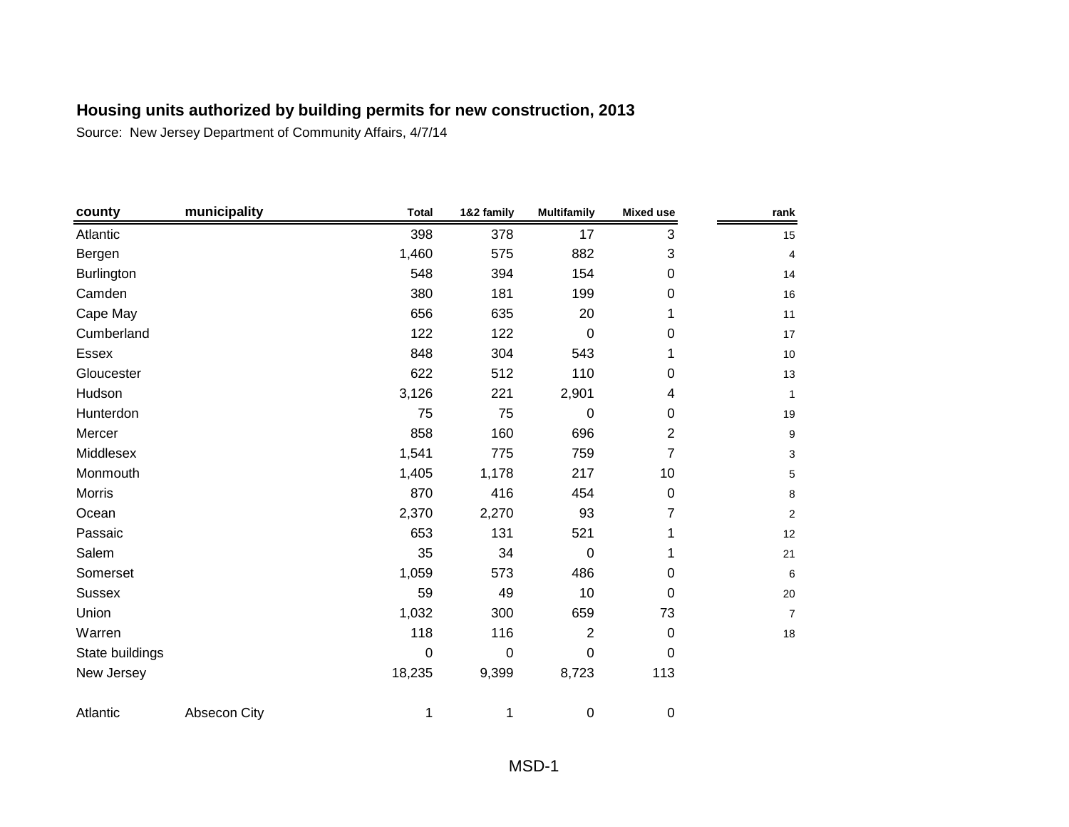# Housing units authorized by building permits for new construction, 2013

Source: New Jersey Department of Community Affairs, 4/7/14

| county | municipality | Total | 1&2 family | Multifamily | Mixed use | rank |
|---|---|---|---|---|---|---|
| Atlantic | | 398 | 378 | 17 | 3 | 15 |
| Bergen | | 1,460 | 575 | 882 | 3 | 4 |
| Burlington | | 548 | 394 | 154 | 0 | 14 |
| Camden | | 380 | 181 | 199 | 0 | 16 |
| Cape May | | 656 | 635 | 20 | 1 | 11 |
| Cumberland | | 122 | 122 | 0 | 0 | 17 |
| Essex | | 848 | 304 | 543 | 1 | 10 |
| Gloucester | | 622 | 512 | 110 | 0 | 13 |
| Hudson | | 3,126 | 221 | 2,901 | 4 | 1 |
| Hunterdon | | 75 | 75 | 0 | 0 | 19 |
| Mercer | | 858 | 160 | 696 | 2 | 9 |
| Middlesex | | 1,541 | 775 | 759 | 7 | 3 |
| Monmouth | | 1,405 | 1,178 | 217 | 10 | 5 |
| Morris | | 870 | 416 | 454 | 0 | 8 |
| Ocean | | 2,370 | 2,270 | 93 | 7 | 2 |
| Passaic | | 653 | 131 | 521 | 1 | 12 |
| Salem | | 35 | 34 | 0 | 1 | 21 |
| Somerset | | 1,059 | 573 | 486 | 0 | 6 |
| Sussex | | 59 | 49 | 10 | 0 | 20 |
| Union | | 1,032 | 300 | 659 | 73 | 7 |
| Warren | | 118 | 116 | 2 | 0 | 18 |
| State buildings | | 0 | 0 | 0 | 0 | |
| New Jersey | | 18,235 | 9,399 | 8,723 | 113 | |
| | | | | | | |
| Atlantic | Absecon City | 1 | 1 | 0 | 0 | |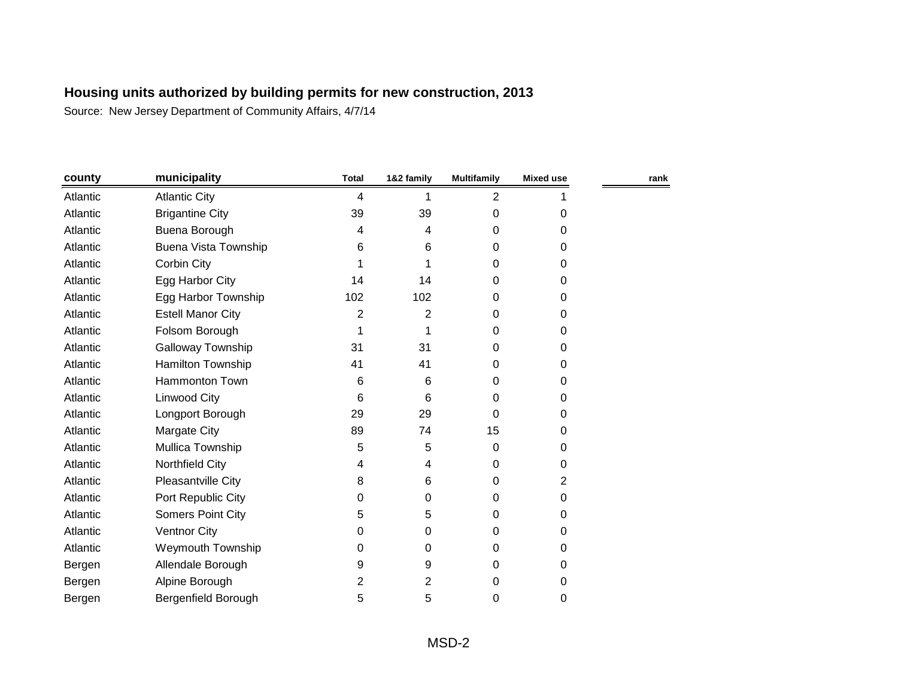## Housing units authorized by building permits for new construction, 2013

Source: New Jersey Department of Community Affairs, 4/7/14

| county | municipality | Total | 1&2 family | Multifamily | Mixed use | rank |
|---|---|---|---|---|---|---|
| Atlantic | Atlantic City | 4 | 1 | 2 | 1 | |
| Atlantic | Brigantine City | 39 | 39 | 0 | 0 | |
| Atlantic | Buena Borough | 4 | 4 | 0 | 0 | |
| Atlantic | Buena Vista Township | 6 | 6 | 0 | 0 | |
| Atlantic | Corbin City | 1 | 1 | 0 | 0 | |
| Atlantic | Egg Harbor City | 14 | 14 | 0 | 0 | |
| Atlantic | Egg Harbor Township | 102 | 102 | 0 | 0 | |
| Atlantic | Estell Manor City | 2 | 2 | 0 | 0 | |
| Atlantic | Folsom Borough | 1 | 1 | 0 | 0 | |
| Atlantic | Galloway Township | 31 | 31 | 0 | 0 | |
| Atlantic | Hamilton Township | 41 | 41 | 0 | 0 | |
| Atlantic | Hammonton Town | 6 | 6 | 0 | 0 | |
| Atlantic | Linwood City | 6 | 6 | 0 | 0 | |
| Atlantic | Longport Borough | 29 | 29 | 0 | 0 | |
| Atlantic | Margate City | 89 | 74 | 15 | 0 | |
| Atlantic | Mullica Township | 5 | 5 | 0 | 0 | |
| Atlantic | Northfield City | 4 | 4 | 0 | 0 | |
| Atlantic | Pleasantville City | 8 | 6 | 0 | 2 | |
| Atlantic | Port Republic City | 0 | 0 | 0 | 0 | |
| Atlantic | Somers Point City | 5 | 5 | 0 | 0 | |
| Atlantic | Ventnor City | 0 | 0 | 0 | 0 | |
| Atlantic | Weymouth Township | 0 | 0 | 0 | 0 | |
| Bergen | Allendale Borough | 9 | 9 | 0 | 0 | |
| Bergen | Alpine Borough | 2 | 2 | 0 | 0 | |
| Bergen | Bergenfield Borough | 5 | 5 | 0 | 0 | |

MSD-2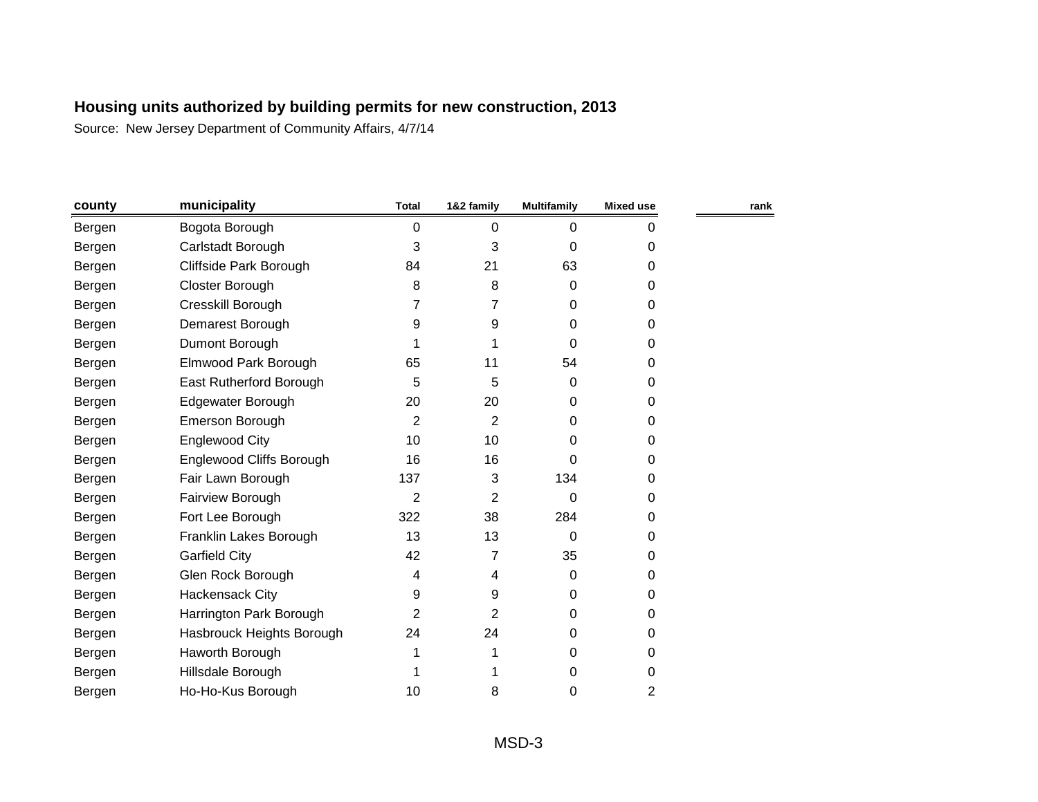## Housing units authorized by building permits for new construction, 2013

Source: New Jersey Department of Community Affairs, 4/7/14

| county | municipality | Total | 1&2 family | Multifamily | Mixed use | rank |
|---|---|---|---|---|---|---|
| Bergen | Bogota Borough | 0 | 0 | 0 | 0 | |
| Bergen | Carlstadt Borough | 3 | 3 | 0 | 0 | |
| Bergen | Cliffside Park Borough | 84 | 21 | 63 | 0 | |
| Bergen | Closter Borough | 8 | 8 | 0 | 0 | |
| Bergen | Cresskill Borough | 7 | 7 | 0 | 0 | |
| Bergen | Demarest Borough | 9 | 9 | 0 | 0 | |
| Bergen | Dumont Borough | 1 | 1 | 0 | 0 | |
| Bergen | Elmwood Park Borough | 65 | 11 | 54 | 0 | |
| Bergen | East Rutherford Borough | 5 | 5 | 0 | 0 | |
| Bergen | Edgewater Borough | 20 | 20 | 0 | 0 | |
| Bergen | Emerson Borough | 2 | 2 | 0 | 0 | |
| Bergen | Englewood City | 10 | 10 | 0 | 0 | |
| Bergen | Englewood Cliffs Borough | 16 | 16 | 0 | 0 | |
| Bergen | Fair Lawn Borough | 137 | 3 | 134 | 0 | |
| Bergen | Fairview Borough | 2 | 2 | 0 | 0 | |
| Bergen | Fort Lee Borough | 322 | 38 | 284 | 0 | |
| Bergen | Franklin Lakes Borough | 13 | 13 | 0 | 0 | |
| Bergen | Garfield City | 42 | 7 | 35 | 0 | |
| Bergen | Glen Rock Borough | 4 | 4 | 0 | 0 | |
| Bergen | Hackensack City | 9 | 9 | 0 | 0 | |
| Bergen | Harrington Park Borough | 2 | 2 | 0 | 0 | |
| Bergen | Hasbrouck Heights Borough | 24 | 24 | 0 | 0 | |
| Bergen | Haworth Borough | 1 | 1 | 0 | 0 | |
| Bergen | Hillsdale Borough | 1 | 1 | 0 | 0 | |
| Bergen | Ho-Ho-Kus Borough | 10 | 8 | 0 | 2 | |

MSD-3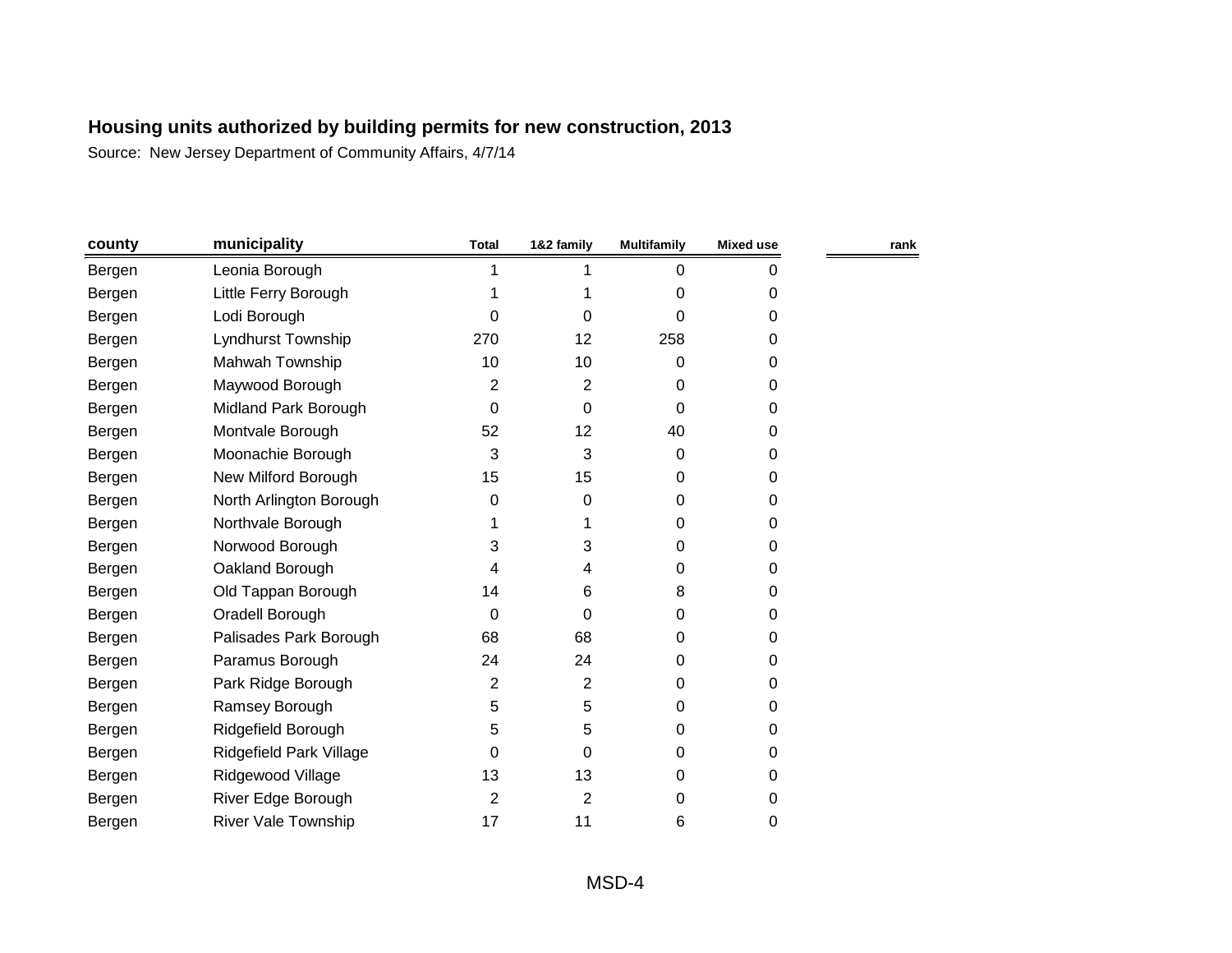**Housing units authorized by building permits for new construction, 2013**

Source: New Jersey Department of Community Affairs, 4/7/14

| county | municipality | Total | 1&2 family | Multifamily | Mixed use | rank |
|---|---|---|---|---|---|---|
| Bergen | Leonia Borough | 1 | 1 | 0 | 0 | |
| Bergen | Little Ferry Borough | 1 | 1 | 0 | 0 | |
| Bergen | Lodi Borough | 0 | 0 | 0 | 0 | |
| Bergen | Lyndhurst Township | 270 | 12 | 258 | 0 | |
| Bergen | Mahwah Township | 10 | 10 | 0 | 0 | |
| Bergen | Maywood Borough | 2 | 2 | 0 | 0 | |
| Bergen | Midland Park Borough | 0 | 0 | 0 | 0 | |
| Bergen | Montvale Borough | 52 | 12 | 40 | 0 | |
| Bergen | Moonachie Borough | 3 | 3 | 0 | 0 | |
| Bergen | New Milford Borough | 15 | 15 | 0 | 0 | |
| Bergen | North Arlington Borough | 0 | 0 | 0 | 0 | |
| Bergen | Northvale Borough | 1 | 1 | 0 | 0 | |
| Bergen | Norwood Borough | 3 | 3 | 0 | 0 | |
| Bergen | Oakland Borough | 4 | 4 | 0 | 0 | |
| Bergen | Old Tappan Borough | 14 | 6 | 8 | 0 | |
| Bergen | Oradell Borough | 0 | 0 | 0 | 0 | |
| Bergen | Palisades Park Borough | 68 | 68 | 0 | 0 | |
| Bergen | Paramus Borough | 24 | 24 | 0 | 0 | |
| Bergen | Park Ridge Borough | 2 | 2 | 0 | 0 | |
| Bergen | Ramsey Borough | 5 | 5 | 0 | 0 | |
| Bergen | Ridgefield Borough | 5 | 5 | 0 | 0 | |
| Bergen | Ridgefield Park Village | 0 | 0 | 0 | 0 | |
| Bergen | Ridgewood Village | 13 | 13 | 0 | 0 | |
| Bergen | River Edge Borough | 2 | 2 | 0 | 0 | |
| Bergen | River Vale Township | 17 | 11 | 6 | 0 | |

MSD-4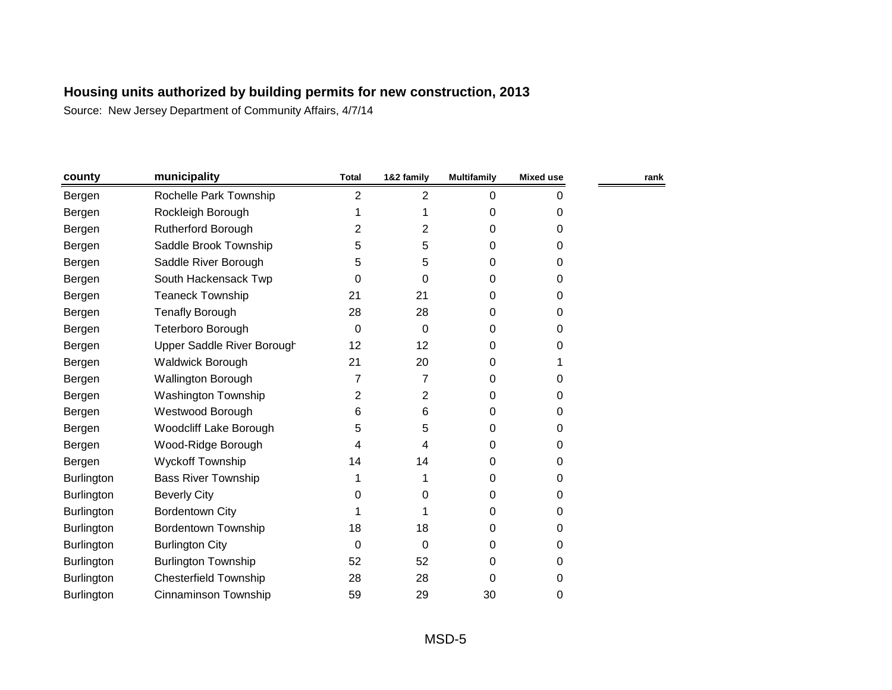**Housing units authorized by building permits for new construction, 2013**

Source: New Jersey Department of Community Affairs, 4/7/14

| county | municipality | Total | 1&2 family | Multifamily | Mixed use | rank |
|---|---|---|---|---|---|---|
| Bergen | Rochelle Park Township | 2 | 2 | 0 | 0 | |
| Bergen | Rockleigh Borough | 1 | 1 | 0 | 0 | |
| Bergen | Rutherford Borough | 2 | 2 | 0 | 0 | |
| Bergen | Saddle Brook Township | 5 | 5 | 0 | 0 | |
| Bergen | Saddle River Borough | 5 | 5 | 0 | 0 | |
| Bergen | South Hackensack Twp | 0 | 0 | 0 | 0 | |
| Bergen | Teaneck Township | 21 | 21 | 0 | 0 | |
| Bergen | Tenafly Borough | 28 | 28 | 0 | 0 | |
| Bergen | Teterboro Borough | 0 | 0 | 0 | 0 | |
| Bergen | Upper Saddle River Borough | 12 | 12 | 0 | 0 | |
| Bergen | Waldwick Borough | 21 | 20 | 0 | 1 | |
| Bergen | Wallington Borough | 7 | 7 | 0 | 0 | |
| Bergen | Washington Township | 2 | 2 | 0 | 0 | |
| Bergen | Westwood Borough | 6 | 6 | 0 | 0 | |
| Bergen | Woodcliff Lake Borough | 5 | 5 | 0 | 0 | |
| Bergen | Wood-Ridge Borough | 4 | 4 | 0 | 0 | |
| Bergen | Wyckoff Township | 14 | 14 | 0 | 0 | |
| Burlington | Bass River Township | 1 | 1 | 0 | 0 | |
| Burlington | Beverly City | 0 | 0 | 0 | 0 | |
| Burlington | Bordentown City | 1 | 1 | 0 | 0 | |
| Burlington | Bordentown Township | 18 | 18 | 0 | 0 | |
| Burlington | Burlington City | 0 | 0 | 0 | 0 | |
| Burlington | Burlington Township | 52 | 52 | 0 | 0 | |
| Burlington | Chesterfield Township | 28 | 28 | 0 | 0 | |
| Burlington | Cinnaminson Township | 59 | 29 | 30 | 0 | |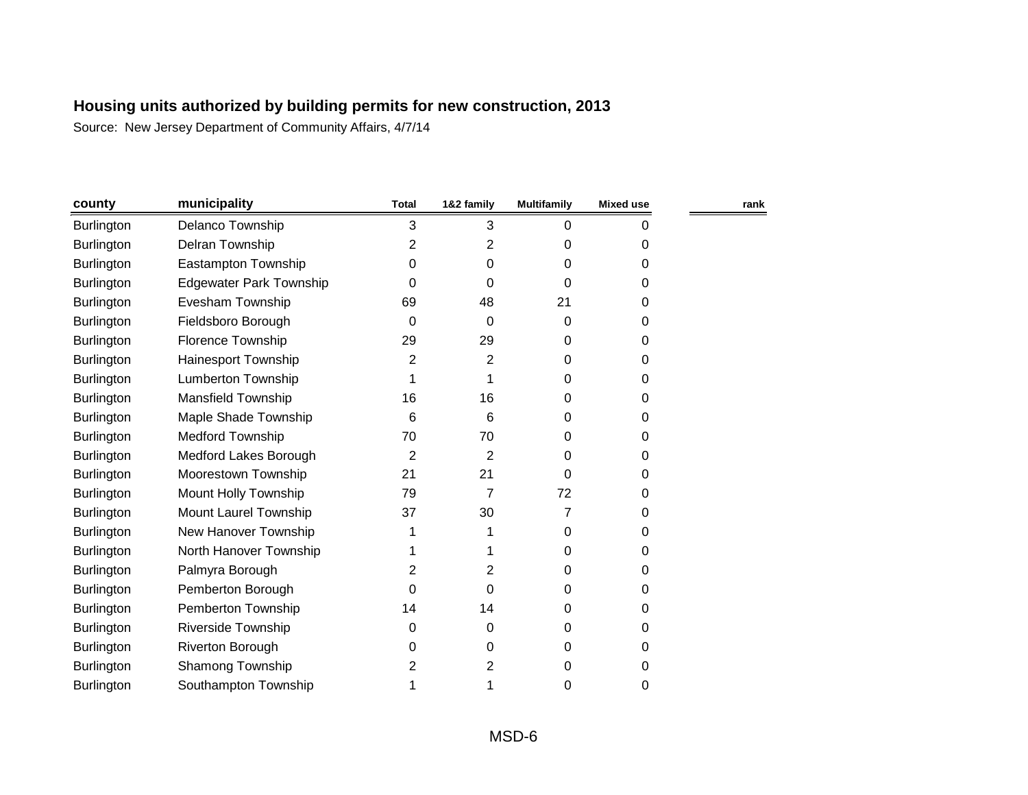## Housing units authorized by building permits for new construction, 2013

Source: New Jersey Department of Community Affairs, 4/7/14

| county | municipality | Total | 1&2 family | Multifamily | Mixed use | rank |
|---|---|---|---|---|---|---|
| Burlington | Delanco Township | 3 | 3 | 0 | 0 | |
| Burlington | Delran Township | 2 | 2 | 0 | 0 | |
| Burlington | Eastampton Township | 0 | 0 | 0 | 0 | |
| Burlington | Edgewater Park Township | 0 | 0 | 0 | 0 | |
| Burlington | Evesham Township | 69 | 48 | 21 | 0 | |
| Burlington | Fieldsboro Borough | 0 | 0 | 0 | 0 | |
| Burlington | Florence Township | 29 | 29 | 0 | 0 | |
| Burlington | Hainesport Township | 2 | 2 | 0 | 0 | |
| Burlington | Lumberton Township | 1 | 1 | 0 | 0 | |
| Burlington | Mansfield Township | 16 | 16 | 0 | 0 | |
| Burlington | Maple Shade Township | 6 | 6 | 0 | 0 | |
| Burlington | Medford Township | 70 | 70 | 0 | 0 | |
| Burlington | Medford Lakes Borough | 2 | 2 | 0 | 0 | |
| Burlington | Moorestown Township | 21 | 21 | 0 | 0 | |
| Burlington | Mount Holly Township | 79 | 7 | 72 | 0 | |
| Burlington | Mount Laurel Township | 37 | 30 | 7 | 0 | |
| Burlington | New Hanover Township | 1 | 1 | 0 | 0 | |
| Burlington | North Hanover Township | 1 | 1 | 0 | 0 | |
| Burlington | Palmyra Borough | 2 | 2 | 0 | 0 | |
| Burlington | Pemberton Borough | 0 | 0 | 0 | 0 | |
| Burlington | Pemberton Township | 14 | 14 | 0 | 0 | |
| Burlington | Riverside Township | 0 | 0 | 0 | 0 | |
| Burlington | Riverton Borough | 0 | 0 | 0 | 0 | |
| Burlington | Shamong Township | 2 | 2 | 0 | 0 | |
| Burlington | Southampton Township | 1 | 1 | 0 | 0 | |

MSD-6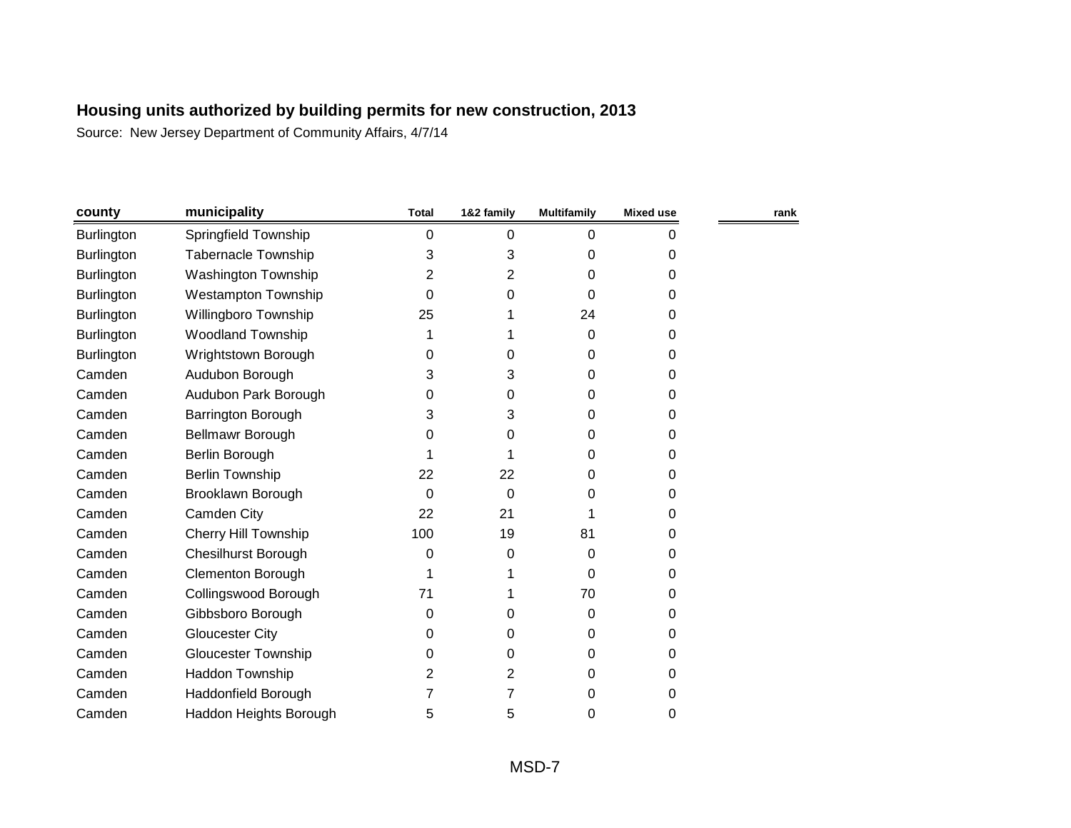## Housing units authorized by building permits for new construction, 2013

Source: New Jersey Department of Community Affairs, 4/7/14

| county | municipality | Total | 1&2 family | Multifamily | Mixed use | rank |
|---|---|---|---|---|---|---|
| Burlington | Springfield Township | 0 | 0 | 0 | 0 | |
| Burlington | Tabernacle Township | 3 | 3 | 0 | 0 | |
| Burlington | Washington Township | 2 | 2 | 0 | 0 | |
| Burlington | Westampton Township | 0 | 0 | 0 | 0 | |
| Burlington | Willingboro Township | 25 | 1 | 24 | 0 | |
| Burlington | Woodland Township | 1 | 1 | 0 | 0 | |
| Burlington | Wrightstown Borough | 0 | 0 | 0 | 0 | |
| Camden | Audubon Borough | 3 | 3 | 0 | 0 | |
| Camden | Audubon Park Borough | 0 | 0 | 0 | 0 | |
| Camden | Barrington Borough | 3 | 3 | 0 | 0 | |
| Camden | Bellmawr Borough | 0 | 0 | 0 | 0 | |
| Camden | Berlin Borough | 1 | 1 | 0 | 0 | |
| Camden | Berlin Township | 22 | 22 | 0 | 0 | |
| Camden | Brooklawn Borough | 0 | 0 | 0 | 0 | |
| Camden | Camden City | 22 | 21 | 1 | 0 | |
| Camden | Cherry Hill Township | 100 | 19 | 81 | 0 | |
| Camden | Chesilhurst Borough | 0 | 0 | 0 | 0 | |
| Camden | Clementon Borough | 1 | 1 | 0 | 0 | |
| Camden | Collingswood Borough | 71 | 1 | 70 | 0 | |
| Camden | Gibbsboro Borough | 0 | 0 | 0 | 0 | |
| Camden | Gloucester City | 0 | 0 | 0 | 0 | |
| Camden | Gloucester Township | 0 | 0 | 0 | 0 | |
| Camden | Haddon Township | 2 | 2 | 0 | 0 | |
| Camden | Haddonfield Borough | 7 | 7 | 0 | 0 | |
| Camden | Haddon Heights Borough | 5 | 5 | 0 | 0 | |

MSD-7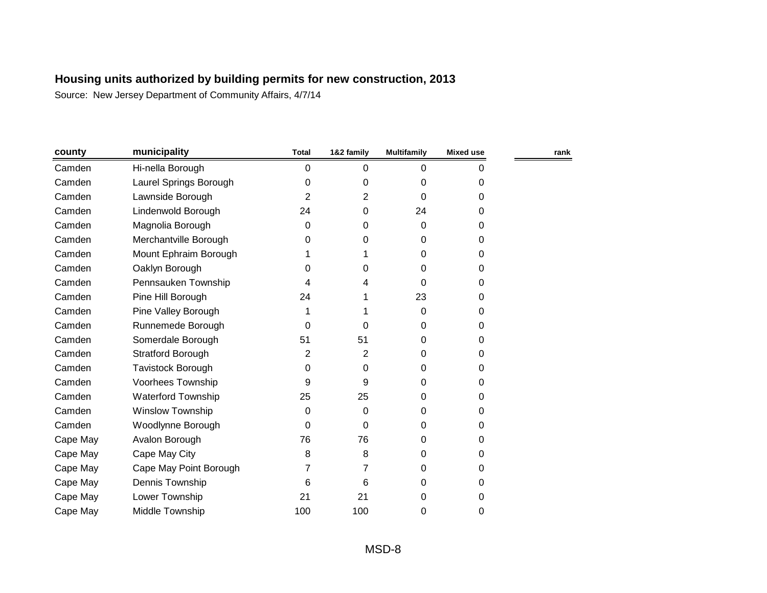## Housing units authorized by building permits for new construction, 2013

Source: New Jersey Department of Community Affairs, 4/7/14

| county | municipality | Total | 1&2 family | Multifamily | Mixed use | rank |
|---|---|---|---|---|---|---|
| Camden | Hi-nella Borough | 0 | 0 | 0 | 0 | |
| Camden | Laurel Springs Borough | 0 | 0 | 0 | 0 | |
| Camden | Lawnside Borough | 2 | 2 | 0 | 0 | |
| Camden | Lindenwold Borough | 24 | 0 | 24 | 0 | |
| Camden | Magnolia Borough | 0 | 0 | 0 | 0 | |
| Camden | Merchantville Borough | 0 | 0 | 0 | 0 | |
| Camden | Mount Ephraim Borough | 1 | 1 | 0 | 0 | |
| Camden | Oaklyn Borough | 0 | 0 | 0 | 0 | |
| Camden | Pennsauken Township | 4 | 4 | 0 | 0 | |
| Camden | Pine Hill Borough | 24 | 1 | 23 | 0 | |
| Camden | Pine Valley Borough | 1 | 1 | 0 | 0 | |
| Camden | Runnemede Borough | 0 | 0 | 0 | 0 | |
| Camden | Somerdale Borough | 51 | 51 | 0 | 0 | |
| Camden | Stratford Borough | 2 | 2 | 0 | 0 | |
| Camden | Tavistock Borough | 0 | 0 | 0 | 0 | |
| Camden | Voorhees Township | 9 | 9 | 0 | 0 | |
| Camden | Waterford Township | 25 | 25 | 0 | 0 | |
| Camden | Winslow Township | 0 | 0 | 0 | 0 | |
| Camden | Woodlynne Borough | 0 | 0 | 0 | 0 | |
| Cape May | Avalon Borough | 76 | 76 | 0 | 0 | |
| Cape May | Cape May City | 8 | 8 | 0 | 0 | |
| Cape May | Cape May Point Borough | 7 | 7 | 0 | 0 | |
| Cape May | Dennis Township | 6 | 6 | 0 | 0 | |
| Cape May | Lower Township | 21 | 21 | 0 | 0 | |
| Cape May | Middle Township | 100 | 100 | 0 | 0 | |

MSD-8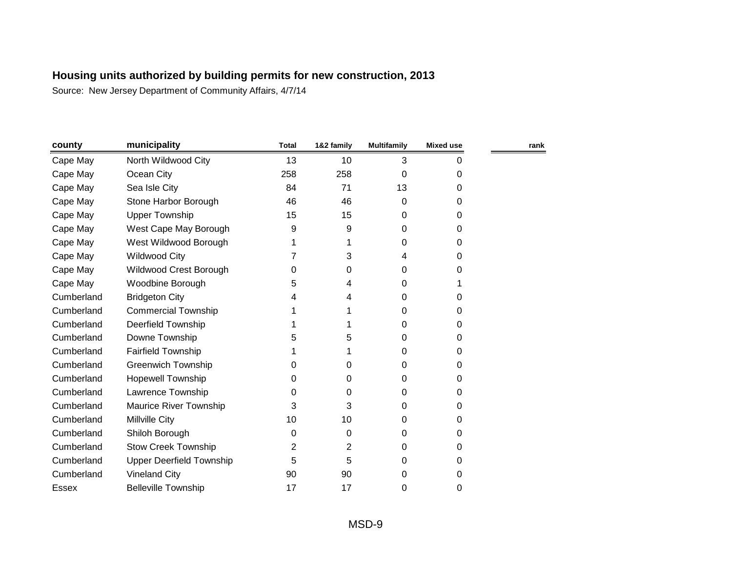## Housing units authorized by building permits for new construction, 2013

Source: New Jersey Department of Community Affairs, 4/7/14

| county | municipality | Total | 1&2 family | Multifamily | Mixed use | rank |
|---|---|---|---|---|---|---|
| Cape May | North Wildwood City | 13 | 10 | 3 | 0 | |
| Cape May | Ocean City | 258 | 258 | 0 | 0 | |
| Cape May | Sea Isle City | 84 | 71 | 13 | 0 | |
| Cape May | Stone Harbor Borough | 46 | 46 | 0 | 0 | |
| Cape May | Upper Township | 15 | 15 | 0 | 0 | |
| Cape May | West Cape May Borough | 9 | 9 | 0 | 0 | |
| Cape May | West Wildwood Borough | 1 | 1 | 0 | 0 | |
| Cape May | Wildwood City | 7 | 3 | 4 | 0 | |
| Cape May | Wildwood Crest Borough | 0 | 0 | 0 | 0 | |
| Cape May | Woodbine Borough | 5 | 4 | 0 | 1 | |
| Cumberland | Bridgeton City | 4 | 4 | 0 | 0 | |
| Cumberland | Commercial Township | 1 | 1 | 0 | 0 | |
| Cumberland | Deerfield Township | 1 | 1 | 0 | 0 | |
| Cumberland | Downe Township | 5 | 5 | 0 | 0 | |
| Cumberland | Fairfield Township | 1 | 1 | 0 | 0 | |
| Cumberland | Greenwich Township | 0 | 0 | 0 | 0 | |
| Cumberland | Hopewell Township | 0 | 0 | 0 | 0 | |
| Cumberland | Lawrence Township | 0 | 0 | 0 | 0 | |
| Cumberland | Maurice River Township | 3 | 3 | 0 | 0 | |
| Cumberland | Millville City | 10 | 10 | 0 | 0 | |
| Cumberland | Shiloh Borough | 0 | 0 | 0 | 0 | |
| Cumberland | Stow Creek Township | 2 | 2 | 0 | 0 | |
| Cumberland | Upper Deerfield Township | 5 | 5 | 0 | 0 | |
| Cumberland | Vineland City | 90 | 90 | 0 | 0 | |
| Essex | Belleville Township | 17 | 17 | 0 | 0 | |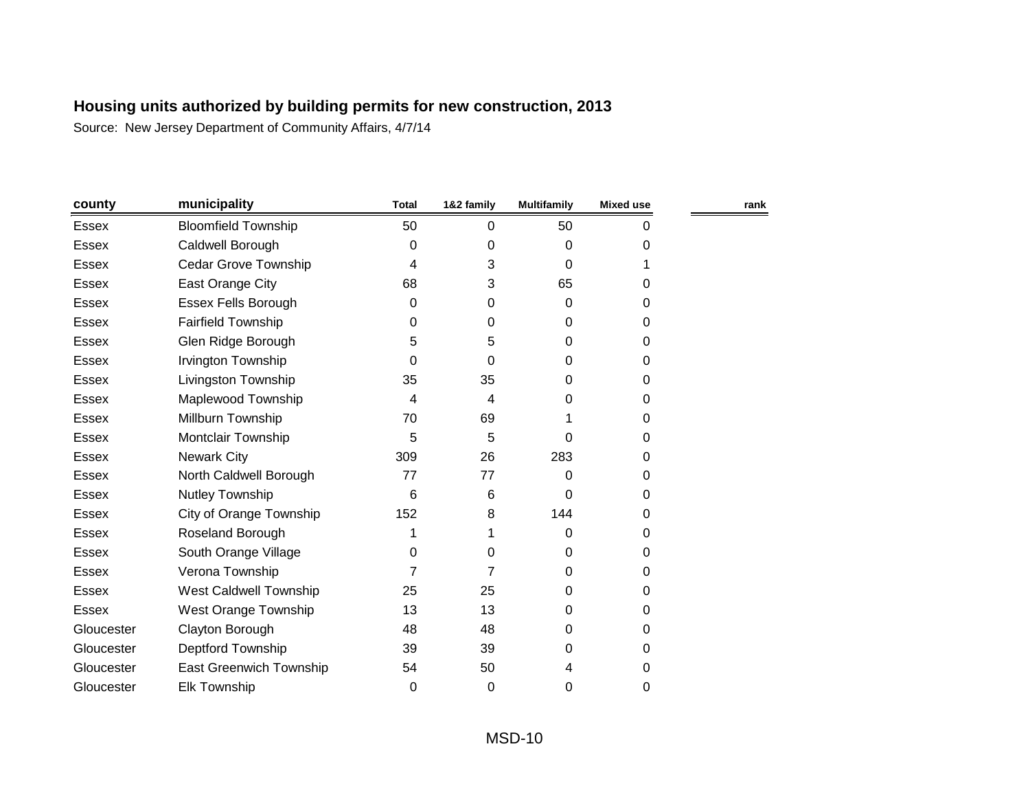**Housing units authorized by building permits for new construction, 2013**

Source: New Jersey Department of Community Affairs, 4/7/14

| county | municipality | Total | 1&2 family | Multifamily | Mixed use | rank |
|---|---|---|---|---|---|---|
| Essex | Bloomfield Township | 50 | 0 | 50 | 0 | |
| Essex | Caldwell Borough | 0 | 0 | 0 | 0 | |
| Essex | Cedar Grove Township | 4 | 3 | 0 | 1 | |
| Essex | East Orange City | 68 | 3 | 65 | 0 | |
| Essex | Essex Fells Borough | 0 | 0 | 0 | 0 | |
| Essex | Fairfield Township | 0 | 0 | 0 | 0 | |
| Essex | Glen Ridge Borough | 5 | 5 | 0 | 0 | |
| Essex | Irvington Township | 0 | 0 | 0 | 0 | |
| Essex | Livingston Township | 35 | 35 | 0 | 0 | |
| Essex | Maplewood Township | 4 | 4 | 0 | 0 | |
| Essex | Millburn Township | 70 | 69 | 1 | 0 | |
| Essex | Montclair Township | 5 | 5 | 0 | 0 | |
| Essex | Newark City | 309 | 26 | 283 | 0 | |
| Essex | North Caldwell Borough | 77 | 77 | 0 | 0 | |
| Essex | Nutley Township | 6 | 6 | 0 | 0 | |
| Essex | City of Orange Township | 152 | 8 | 144 | 0 | |
| Essex | Roseland Borough | 1 | 1 | 0 | 0 | |
| Essex | South Orange Village | 0 | 0 | 0 | 0 | |
| Essex | Verona Township | 7 | 7 | 0 | 0 | |
| Essex | West Caldwell Township | 25 | 25 | 0 | 0 | |
| Essex | West Orange Township | 13 | 13 | 0 | 0 | |
| Gloucester | Clayton Borough | 48 | 48 | 0 | 0 | |
| Gloucester | Deptford Township | 39 | 39 | 0 | 0 | |
| Gloucester | East Greenwich Township | 54 | 50 | 4 | 0 | |
| Gloucester | Elk Township | 0 | 0 | 0 | 0 | |

MSD-10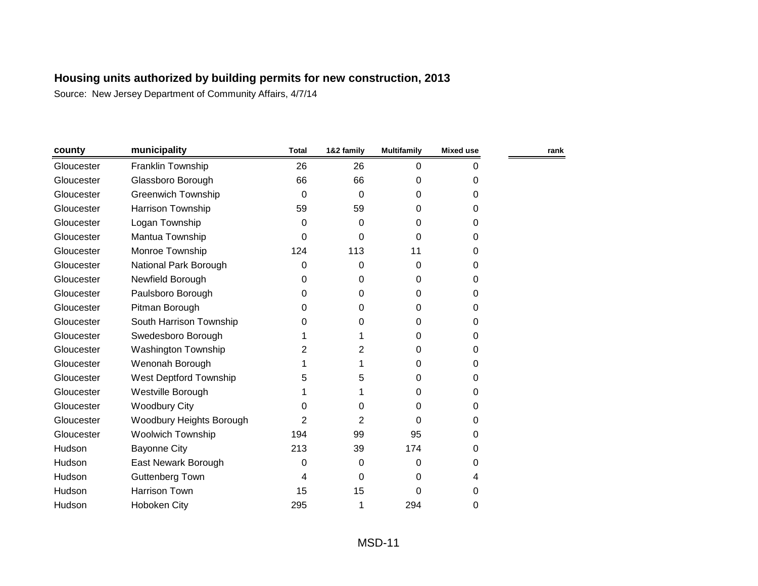# Housing units authorized by building permits for new construction, 2013

Source: New Jersey Department of Community Affairs, 4/7/14

| county | municipality | Total | 1&2 family | Multifamily | Mixed use | rank |
|---|---|---|---|---|---|---|
| Gloucester | Franklin Township | 26 | 26 | 0 | 0 | |
| Gloucester | Glassboro Borough | 66 | 66 | 0 | 0 | |
| Gloucester | Greenwich Township | 0 | 0 | 0 | 0 | |
| Gloucester | Harrison Township | 59 | 59 | 0 | 0 | |
| Gloucester | Logan Township | 0 | 0 | 0 | 0 | |
| Gloucester | Mantua Township | 0 | 0 | 0 | 0 | |
| Gloucester | Monroe Township | 124 | 113 | 11 | 0 | |
| Gloucester | National Park Borough | 0 | 0 | 0 | 0 | |
| Gloucester | Newfield Borough | 0 | 0 | 0 | 0 | |
| Gloucester | Paulsboro Borough | 0 | 0 | 0 | 0 | |
| Gloucester | Pitman Borough | 0 | 0 | 0 | 0 | |
| Gloucester | South Harrison Township | 0 | 0 | 0 | 0 | |
| Gloucester | Swedesboro Borough | 1 | 1 | 0 | 0 | |
| Gloucester | Washington Township | 2 | 2 | 0 | 0 | |
| Gloucester | Wenonah Borough | 1 | 1 | 0 | 0 | |
| Gloucester | West Deptford Township | 5 | 5 | 0 | 0 | |
| Gloucester | Westville Borough | 1 | 1 | 0 | 0 | |
| Gloucester | Woodbury City | 0 | 0 | 0 | 0 | |
| Gloucester | Woodbury Heights Borough | 2 | 2 | 0 | 0 | |
| Gloucester | Woolwich Township | 194 | 99 | 95 | 0 | |
| Hudson | Bayonne City | 213 | 39 | 174 | 0 | |
| Hudson | East Newark Borough | 0 | 0 | 0 | 0 | |
| Hudson | Guttenberg Town | 4 | 0 | 0 | 4 | |
| Hudson | Harrison Town | 15 | 15 | 0 | 0 | |
| Hudson | Hoboken City | 295 | 1 | 294 | 0 | |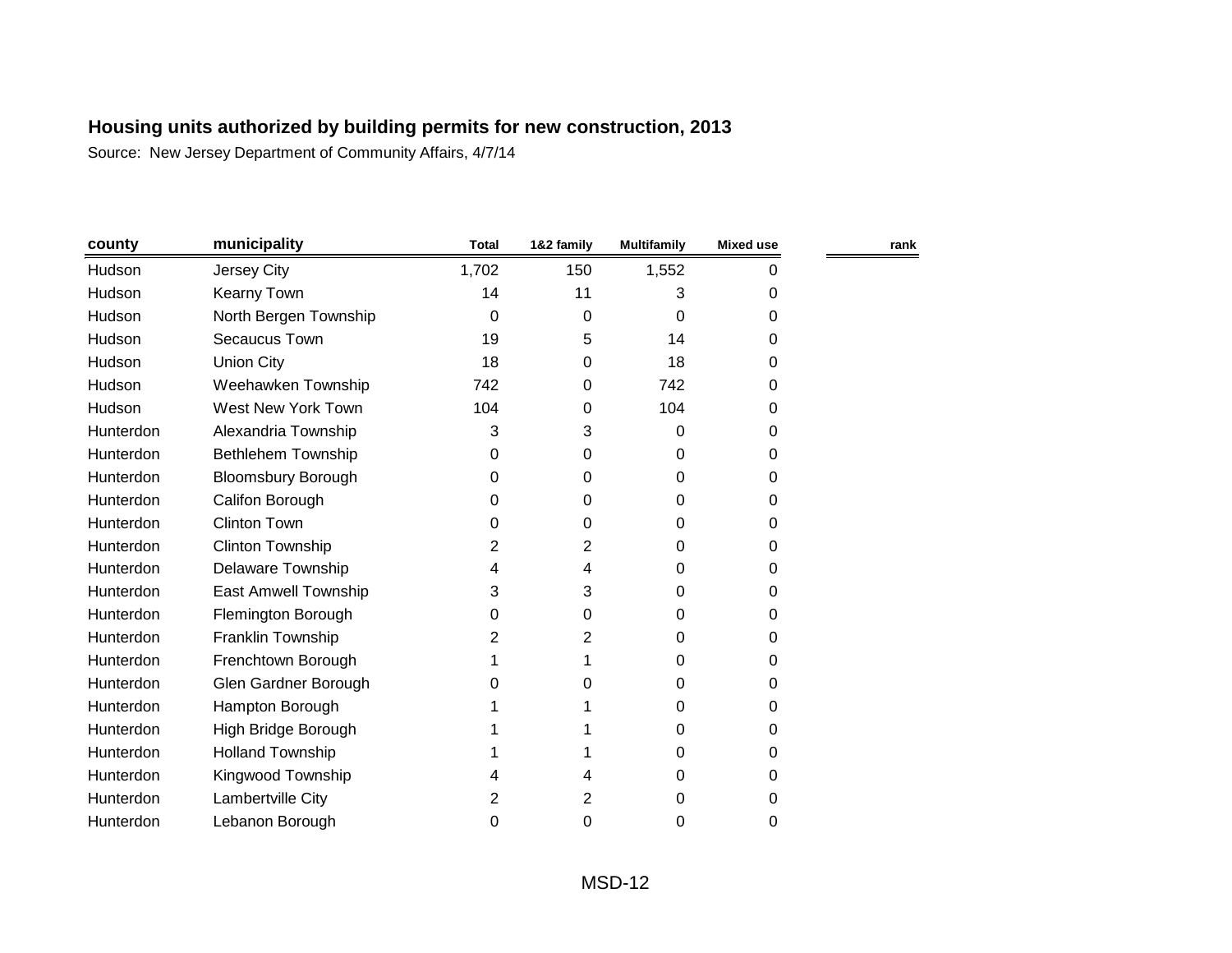## Housing units authorized by building permits for new construction, 2013

Source: New Jersey Department of Community Affairs, 4/7/14

| county | municipality | Total | 1&2 family | Multifamily | Mixed use | rank |
|---|---|---|---|---|---|---|
| Hudson | Jersey City | 1,702 | 150 | 1,552 | 0 | |
| Hudson | Kearny Town | 14 | 11 | 3 | 0 | |
| Hudson | North Bergen Township | 0 | 0 | 0 | 0 | |
| Hudson | Secaucus Town | 19 | 5 | 14 | 0 | |
| Hudson | Union City | 18 | 0 | 18 | 0 | |
| Hudson | Weehawken Township | 742 | 0 | 742 | 0 | |
| Hudson | West New York Town | 104 | 0 | 104 | 0 | |
| Hunterdon | Alexandria Township | 3 | 3 | 0 | 0 | |
| Hunterdon | Bethlehem Township | 0 | 0 | 0 | 0 | |
| Hunterdon | Bloomsbury Borough | 0 | 0 | 0 | 0 | |
| Hunterdon | Califon Borough | 0 | 0 | 0 | 0 | |
| Hunterdon | Clinton Town | 0 | 0 | 0 | 0 | |
| Hunterdon | Clinton Township | 2 | 2 | 0 | 0 | |
| Hunterdon | Delaware Township | 4 | 4 | 0 | 0 | |
| Hunterdon | East Amwell Township | 3 | 3 | 0 | 0 | |
| Hunterdon | Flemington Borough | 0 | 0 | 0 | 0 | |
| Hunterdon | Franklin Township | 2 | 2 | 0 | 0 | |
| Hunterdon | Frenchtown Borough | 1 | 1 | 0 | 0 | |
| Hunterdon | Glen Gardner Borough | 0 | 0 | 0 | 0 | |
| Hunterdon | Hampton Borough | 1 | 1 | 0 | 0 | |
| Hunterdon | High Bridge Borough | 1 | 1 | 0 | 0 | |
| Hunterdon | Holland Township | 1 | 1 | 0 | 0 | |
| Hunterdon | Kingwood Township | 4 | 4 | 0 | 0 | |
| Hunterdon | Lambertville City | 2 | 2 | 0 | 0 | |
| Hunterdon | Lebanon Borough | 0 | 0 | 0 | 0 | |

MSD-12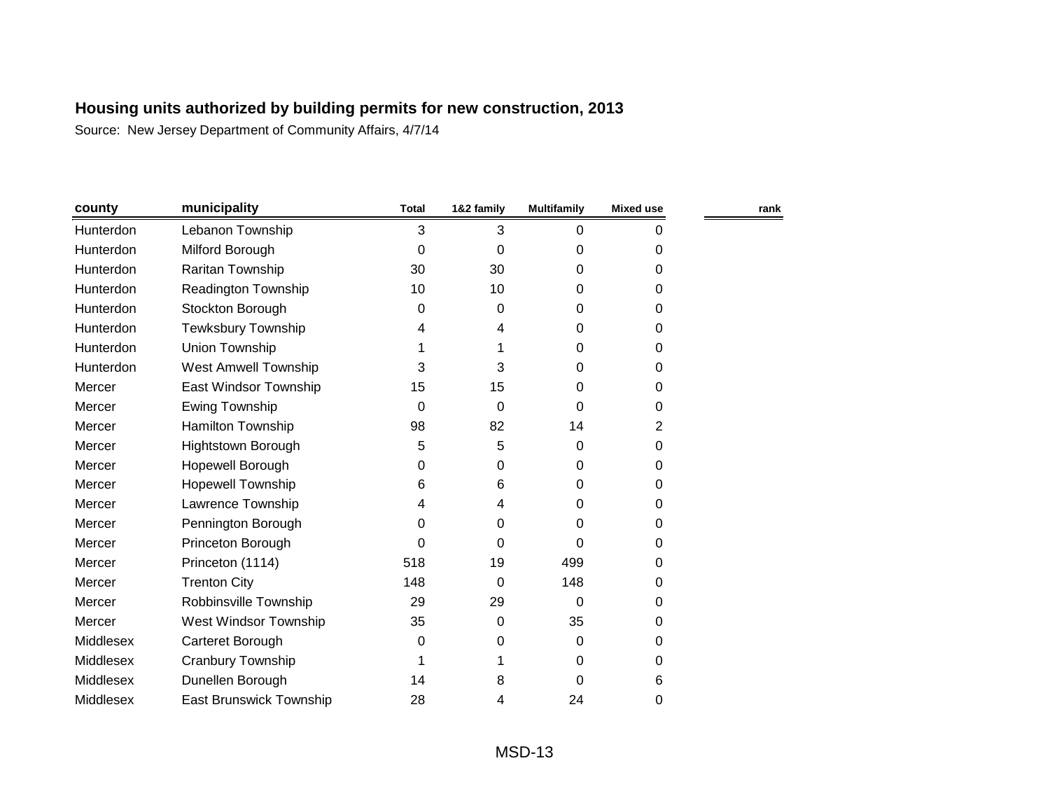## Housing units authorized by building permits for new construction, 2013

Source: New Jersey Department of Community Affairs, 4/7/14

| county | municipality | Total | 1&2 family | Multifamily | Mixed use | rank |
|---|---|---|---|---|---|---|
| Hunterdon | Lebanon Township | 3 | 3 | 0 | 0 | |
| Hunterdon | Milford Borough | 0 | 0 | 0 | 0 | |
| Hunterdon | Raritan Township | 30 | 30 | 0 | 0 | |
| Hunterdon | Readington Township | 10 | 10 | 0 | 0 | |
| Hunterdon | Stockton Borough | 0 | 0 | 0 | 0 | |
| Hunterdon | Tewksbury Township | 4 | 4 | 0 | 0 | |
| Hunterdon | Union Township | 1 | 1 | 0 | 0 | |
| Hunterdon | West Amwell Township | 3 | 3 | 0 | 0 | |
| Mercer | East Windsor Township | 15 | 15 | 0 | 0 | |
| Mercer | Ewing Township | 0 | 0 | 0 | 0 | |
| Mercer | Hamilton Township | 98 | 82 | 14 | 2 | |
| Mercer | Hightstown Borough | 5 | 5 | 0 | 0 | |
| Mercer | Hopewell Borough | 0 | 0 | 0 | 0 | |
| Mercer | Hopewell Township | 6 | 6 | 0 | 0 | |
| Mercer | Lawrence Township | 4 | 4 | 0 | 0 | |
| Mercer | Pennington Borough | 0 | 0 | 0 | 0 | |
| Mercer | Princeton Borough | 0 | 0 | 0 | 0 | |
| Mercer | Princeton (1114) | 518 | 19 | 499 | 0 | |
| Mercer | Trenton City | 148 | 0 | 148 | 0 | |
| Mercer | Robbinsville Township | 29 | 29 | 0 | 0 | |
| Mercer | West Windsor Township | 35 | 0 | 35 | 0 | |
| Middlesex | Carteret Borough | 0 | 0 | 0 | 0 | |
| Middlesex | Cranbury Township | 1 | 1 | 0 | 0 | |
| Middlesex | Dunellen Borough | 14 | 8 | 0 | 6 | |
| Middlesex | East Brunswick Township | 28 | 4 | 24 | 0 | |

MSD-13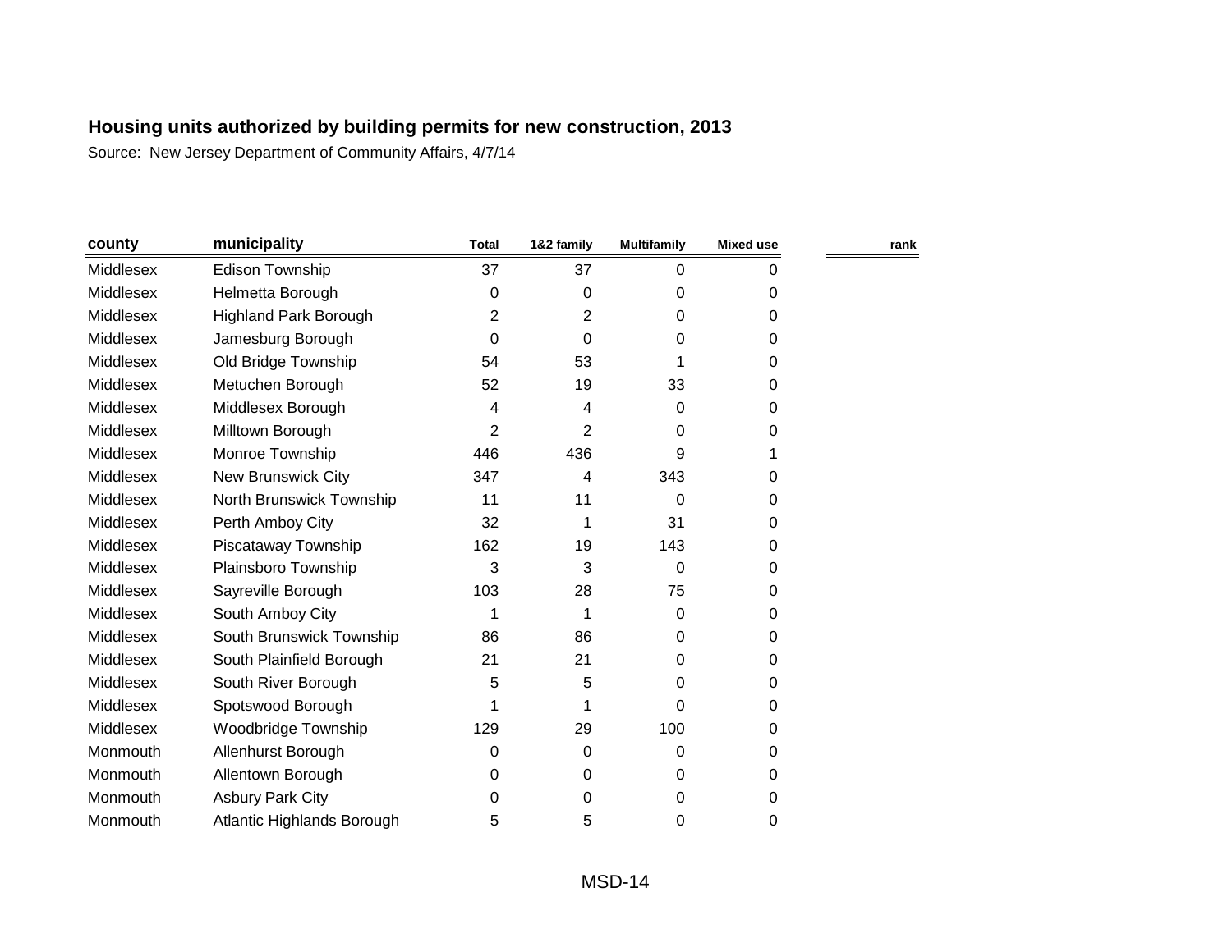**Housing units authorized by building permits for new construction, 2013**

Source: New Jersey Department of Community Affairs, 4/7/14

| county | municipality | Total | 1&2 family | Multifamily | Mixed use | rank |
|---|---|---|---|---|---|---|
| Middlesex | Edison Township | 37 | 37 | 0 | 0 | |
| Middlesex | Helmetta Borough | 0 | 0 | 0 | 0 | |
| Middlesex | Highland Park Borough | 2 | 2 | 0 | 0 | |
| Middlesex | Jamesburg Borough | 0 | 0 | 0 | 0 | |
| Middlesex | Old Bridge Township | 54 | 53 | 1 | 0 | |
| Middlesex | Metuchen Borough | 52 | 19 | 33 | 0 | |
| Middlesex | Middlesex Borough | 4 | 4 | 0 | 0 | |
| Middlesex | Milltown Borough | 2 | 2 | 0 | 0 | |
| Middlesex | Monroe Township | 446 | 436 | 9 | 1 | |
| Middlesex | New Brunswick City | 347 | 4 | 343 | 0 | |
| Middlesex | North Brunswick Township | 11 | 11 | 0 | 0 | |
| Middlesex | Perth Amboy City | 32 | 1 | 31 | 0 | |
| Middlesex | Piscataway Township | 162 | 19 | 143 | 0 | |
| Middlesex | Plainsboro Township | 3 | 3 | 0 | 0 | |
| Middlesex | Sayreville Borough | 103 | 28 | 75 | 0 | |
| Middlesex | South Amboy City | 1 | 1 | 0 | 0 | |
| Middlesex | South Brunswick Township | 86 | 86 | 0 | 0 | |
| Middlesex | South Plainfield Borough | 21 | 21 | 0 | 0 | |
| Middlesex | South River Borough | 5 | 5 | 0 | 0 | |
| Middlesex | Spotswood Borough | 1 | 1 | 0 | 0 | |
| Middlesex | Woodbridge Township | 129 | 29 | 100 | 0 | |
| Monmouth | Allenhurst Borough | 0 | 0 | 0 | 0 | |
| Monmouth | Allentown Borough | 0 | 0 | 0 | 0 | |
| Monmouth | Asbury Park City | 0 | 0 | 0 | 0 | |
| Monmouth | Atlantic Highlands Borough | 5 | 5 | 0 | 0 | |

MSD-14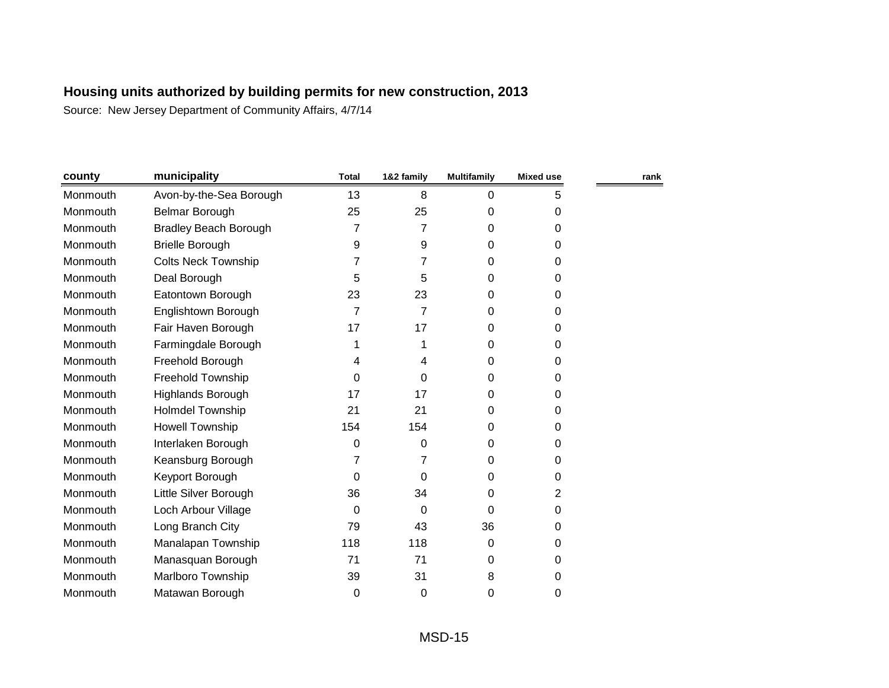**Housing units authorized by building permits for new construction, 2013**

Source: New Jersey Department of Community Affairs, 4/7/14

| county | municipality | Total | 1&2 family | Multifamily | Mixed use | rank |
|---|---|---|---|---|---|---|
| Monmouth | Avon-by-the-Sea Borough | 13 | 8 | 0 | 5 | |
| Monmouth | Belmar Borough | 25 | 25 | 0 | 0 | |
| Monmouth | Bradley Beach Borough | 7 | 7 | 0 | 0 | |
| Monmouth | Brielle Borough | 9 | 9 | 0 | 0 | |
| Monmouth | Colts Neck Township | 7 | 7 | 0 | 0 | |
| Monmouth | Deal Borough | 5 | 5 | 0 | 0 | |
| Monmouth | Eatontown Borough | 23 | 23 | 0 | 0 | |
| Monmouth | Englishtown Borough | 7 | 7 | 0 | 0 | |
| Monmouth | Fair Haven Borough | 17 | 17 | 0 | 0 | |
| Monmouth | Farmingdale Borough | 1 | 1 | 0 | 0 | |
| Monmouth | Freehold Borough | 4 | 4 | 0 | 0 | |
| Monmouth | Freehold Township | 0 | 0 | 0 | 0 | |
| Monmouth | Highlands Borough | 17 | 17 | 0 | 0 | |
| Monmouth | Holmdel Township | 21 | 21 | 0 | 0 | |
| Monmouth | Howell Township | 154 | 154 | 0 | 0 | |
| Monmouth | Interlaken Borough | 0 | 0 | 0 | 0 | |
| Monmouth | Keansburg Borough | 7 | 7 | 0 | 0 | |
| Monmouth | Keyport Borough | 0 | 0 | 0 | 0 | |
| Monmouth | Little Silver Borough | 36 | 34 | 0 | 2 | |
| Monmouth | Loch Arbour Village | 0 | 0 | 0 | 0 | |
| Monmouth | Long Branch City | 79 | 43 | 36 | 0 | |
| Monmouth | Manalapan Township | 118 | 118 | 0 | 0 | |
| Monmouth | Manasquan Borough | 71 | 71 | 0 | 0 | |
| Monmouth | Marlboro Township | 39 | 31 | 8 | 0 | |
| Monmouth | Matawan Borough | 0 | 0 | 0 | 0 | |

MSD-15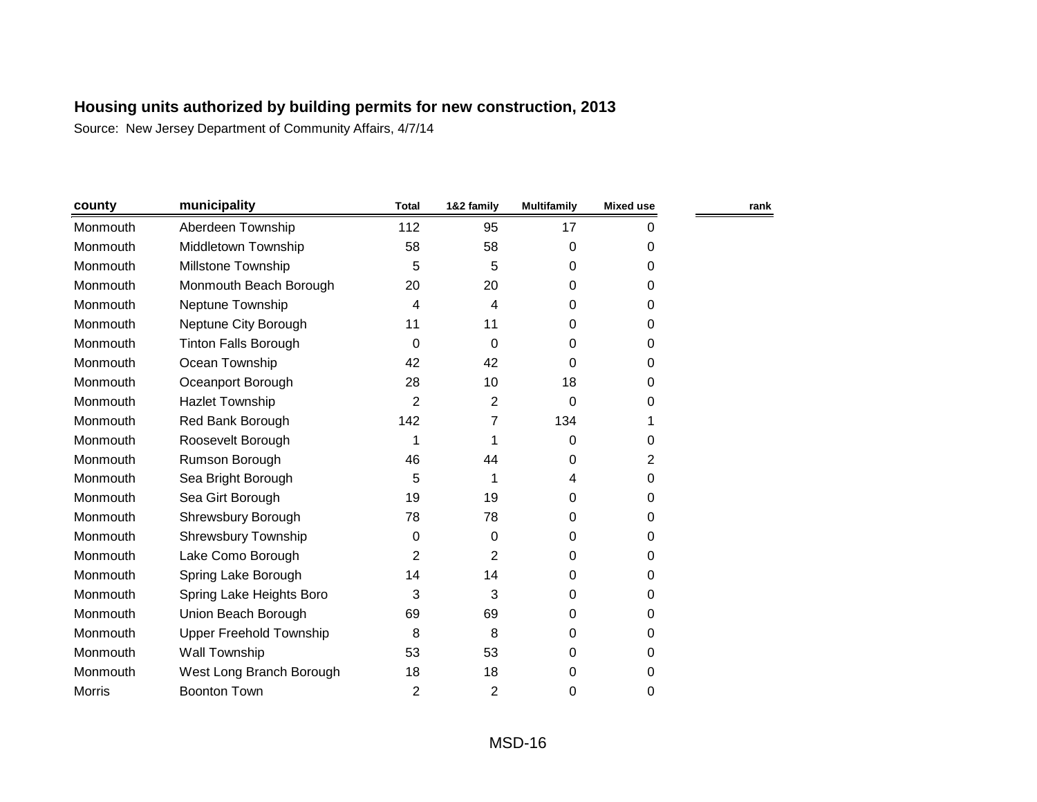## Housing units authorized by building permits for new construction, 2013

Source: New Jersey Department of Community Affairs, 4/7/14

| county | municipality | Total | 1&2 family | Multifamily | Mixed use | rank |
|---|---|---|---|---|---|---|
| Monmouth | Aberdeen Township | 112 | 95 | 17 | 0 | |
| Monmouth | Middletown Township | 58 | 58 | 0 | 0 | |
| Monmouth | Millstone Township | 5 | 5 | 0 | 0 | |
| Monmouth | Monmouth Beach Borough | 20 | 20 | 0 | 0 | |
| Monmouth | Neptune Township | 4 | 4 | 0 | 0 | |
| Monmouth | Neptune City Borough | 11 | 11 | 0 | 0 | |
| Monmouth | Tinton Falls Borough | 0 | 0 | 0 | 0 | |
| Monmouth | Ocean Township | 42 | 42 | 0 | 0 | |
| Monmouth | Oceanport Borough | 28 | 10 | 18 | 0 | |
| Monmouth | Hazlet Township | 2 | 2 | 0 | 0 | |
| Monmouth | Red Bank Borough | 142 | 7 | 134 | 1 | |
| Monmouth | Roosevelt Borough | 1 | 1 | 0 | 0 | |
| Monmouth | Rumson Borough | 46 | 44 | 0 | 2 | |
| Monmouth | Sea Bright Borough | 5 | 1 | 4 | 0 | |
| Monmouth | Sea Girt Borough | 19 | 19 | 0 | 0 | |
| Monmouth | Shrewsbury Borough | 78 | 78 | 0 | 0 | |
| Monmouth | Shrewsbury Township | 0 | 0 | 0 | 0 | |
| Monmouth | Lake Como Borough | 2 | 2 | 0 | 0 | |
| Monmouth | Spring Lake Borough | 14 | 14 | 0 | 0 | |
| Monmouth | Spring Lake Heights Boro | 3 | 3 | 0 | 0 | |
| Monmouth | Union Beach Borough | 69 | 69 | 0 | 0 | |
| Monmouth | Upper Freehold Township | 8 | 8 | 0 | 0 | |
| Monmouth | Wall Township | 53 | 53 | 0 | 0 | |
| Monmouth | West Long Branch Borough | 18 | 18 | 0 | 0 | |
| Morris | Boonton Town | 2 | 2 | 0 | 0 | |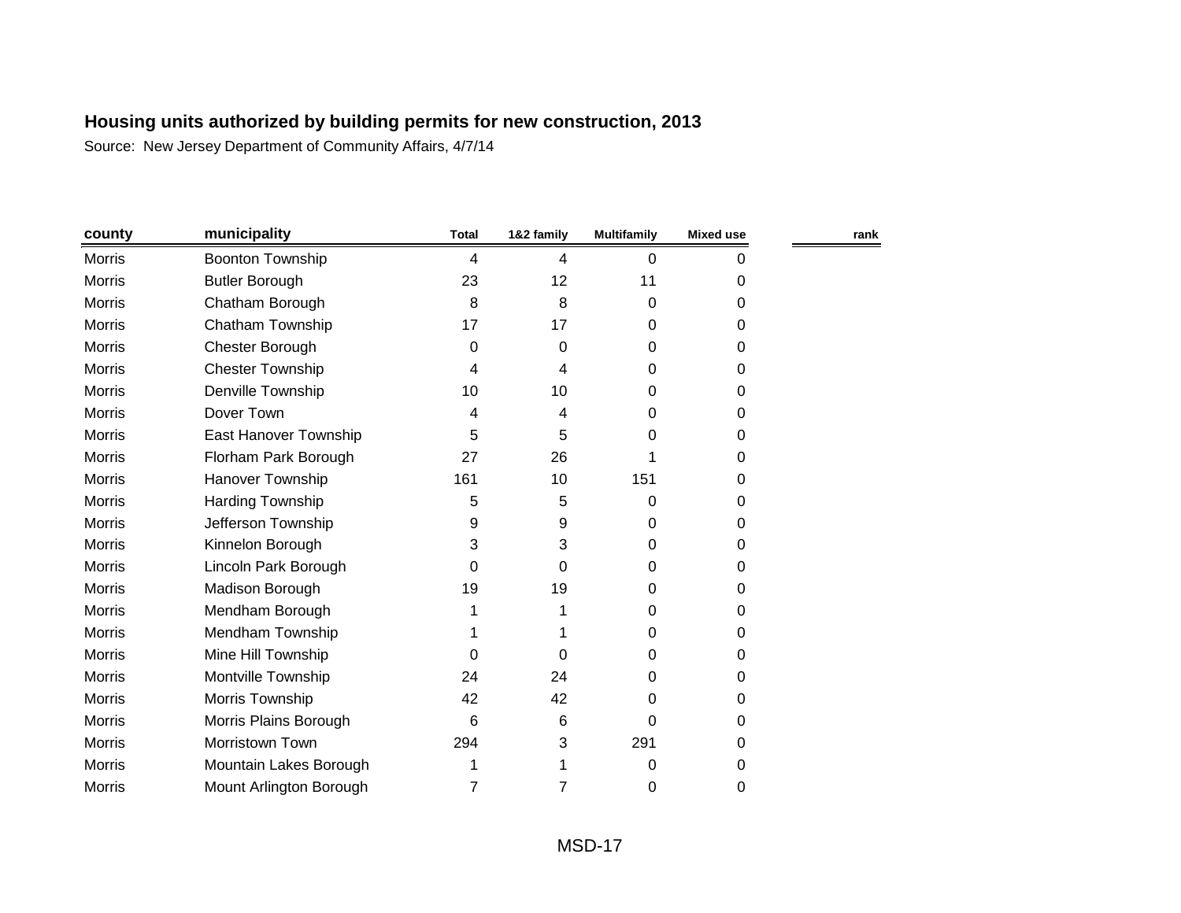**Housing units authorized by building permits for new construction, 2013**

Source: New Jersey Department of Community Affairs, 4/7/14

| county | municipality | Total | 1&2 family | Multifamily | Mixed use | rank |
|---|---|---|---|---|---|---|
| Morris | Boonton Township | 4 | 4 | 0 | 0 | |
| Morris | Butler Borough | 23 | 12 | 11 | 0 | |
| Morris | Chatham Borough | 8 | 8 | 0 | 0 | |
| Morris | Chatham Township | 17 | 17 | 0 | 0 | |
| Morris | Chester Borough | 0 | 0 | 0 | 0 | |
| Morris | Chester Township | 4 | 4 | 0 | 0 | |
| Morris | Denville Township | 10 | 10 | 0 | 0 | |
| Morris | Dover Town | 4 | 4 | 0 | 0 | |
| Morris | East Hanover Township | 5 | 5 | 0 | 0 | |
| Morris | Florham Park Borough | 27 | 26 | 1 | 0 | |
| Morris | Hanover Township | 161 | 10 | 151 | 0 | |
| Morris | Harding Township | 5 | 5 | 0 | 0 | |
| Morris | Jefferson Township | 9 | 9 | 0 | 0 | |
| Morris | Kinnelon Borough | 3 | 3 | 0 | 0 | |
| Morris | Lincoln Park Borough | 0 | 0 | 0 | 0 | |
| Morris | Madison Borough | 19 | 19 | 0 | 0 | |
| Morris | Mendham Borough | 1 | 1 | 0 | 0 | |
| Morris | Mendham Township | 1 | 1 | 0 | 0 | |
| Morris | Mine Hill Township | 0 | 0 | 0 | 0 | |
| Morris | Montville Township | 24 | 24 | 0 | 0 | |
| Morris | Morris Township | 42 | 42 | 0 | 0 | |
| Morris | Morris Plains Borough | 6 | 6 | 0 | 0 | |
| Morris | Morristown Town | 294 | 3 | 291 | 0 | |
| Morris | Mountain Lakes Borough | 1 | 1 | 0 | 0 | |
| Morris | Mount Arlington Borough | 7 | 7 | 0 | 0 | |

MSD-17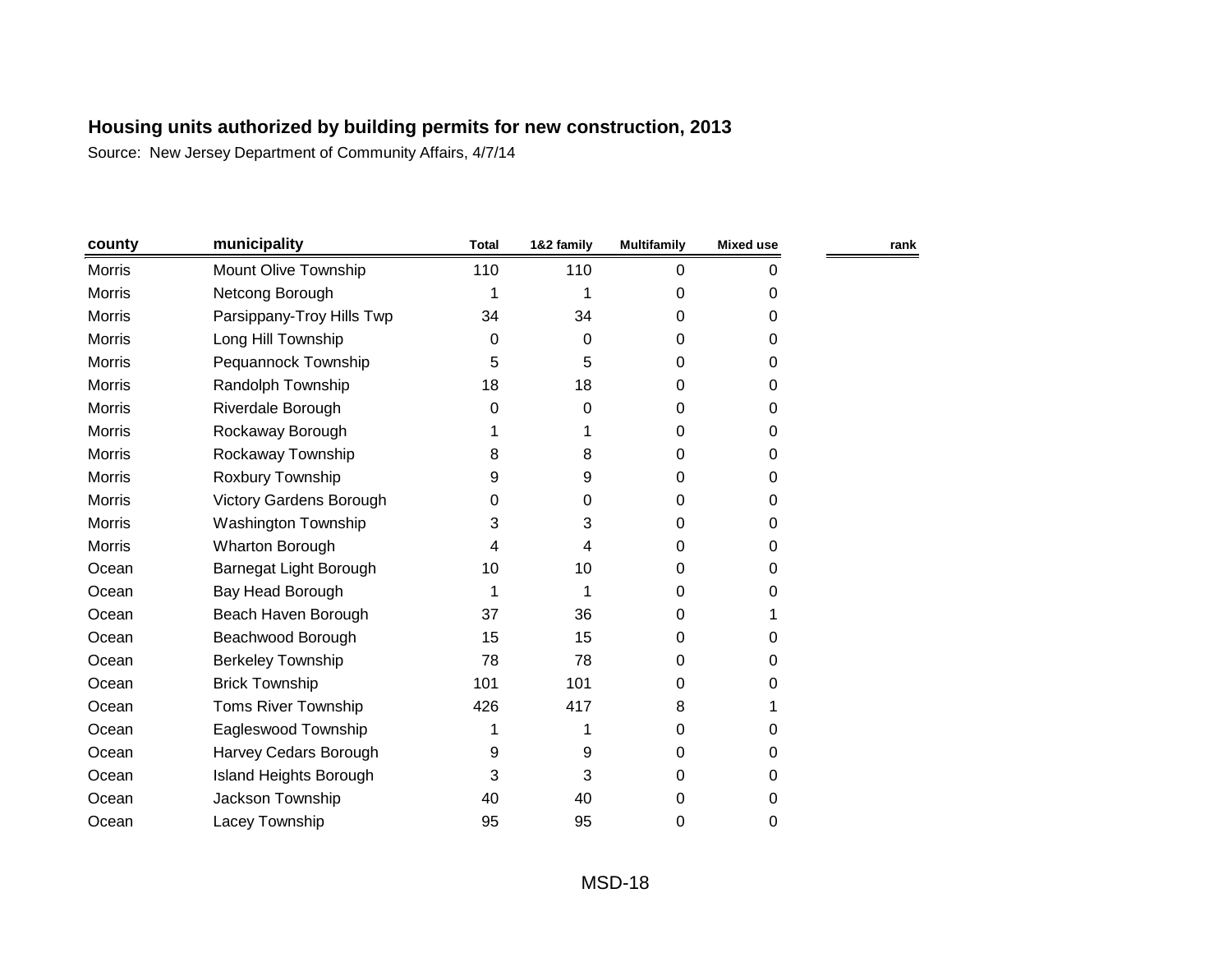**Housing units authorized by building permits for new construction, 2013**

Source: New Jersey Department of Community Affairs, 4/7/14

| county | municipality | Total | 1&2 family | Multifamily | Mixed use | rank |
|---|---|---|---|---|---|---|
| Morris | Mount Olive Township | 110 | 110 | 0 | 0 | |
| Morris | Netcong Borough | 1 | 1 | 0 | 0 | |
| Morris | Parsippany-Troy Hills Twp | 34 | 34 | 0 | 0 | |
| Morris | Long Hill Township | 0 | 0 | 0 | 0 | |
| Morris | Pequannock Township | 5 | 5 | 0 | 0 | |
| Morris | Randolph Township | 18 | 18 | 0 | 0 | |
| Morris | Riverdale Borough | 0 | 0 | 0 | 0 | |
| Morris | Rockaway Borough | 1 | 1 | 0 | 0 | |
| Morris | Rockaway Township | 8 | 8 | 0 | 0 | |
| Morris | Roxbury Township | 9 | 9 | 0 | 0 | |
| Morris | Victory Gardens Borough | 0 | 0 | 0 | 0 | |
| Morris | Washington Township | 3 | 3 | 0 | 0 | |
| Morris | Wharton Borough | 4 | 4 | 0 | 0 | |
| Ocean | Barnegat Light Borough | 10 | 10 | 0 | 0 | |
| Ocean | Bay Head Borough | 1 | 1 | 0 | 0 | |
| Ocean | Beach Haven Borough | 37 | 36 | 0 | 1 | |
| Ocean | Beachwood Borough | 15 | 15 | 0 | 0 | |
| Ocean | Berkeley Township | 78 | 78 | 0 | 0 | |
| Ocean | Brick Township | 101 | 101 | 0 | 0 | |
| Ocean | Toms River Township | 426 | 417 | 8 | 1 | |
| Ocean | Eagleswood Township | 1 | 1 | 0 | 0 | |
| Ocean | Harvey Cedars Borough | 9 | 9 | 0 | 0 | |
| Ocean | Island Heights Borough | 3 | 3 | 0 | 0 | |
| Ocean | Jackson Township | 40 | 40 | 0 | 0 | |
| Ocean | Lacey Township | 95 | 95 | 0 | 0 | |

MSD-18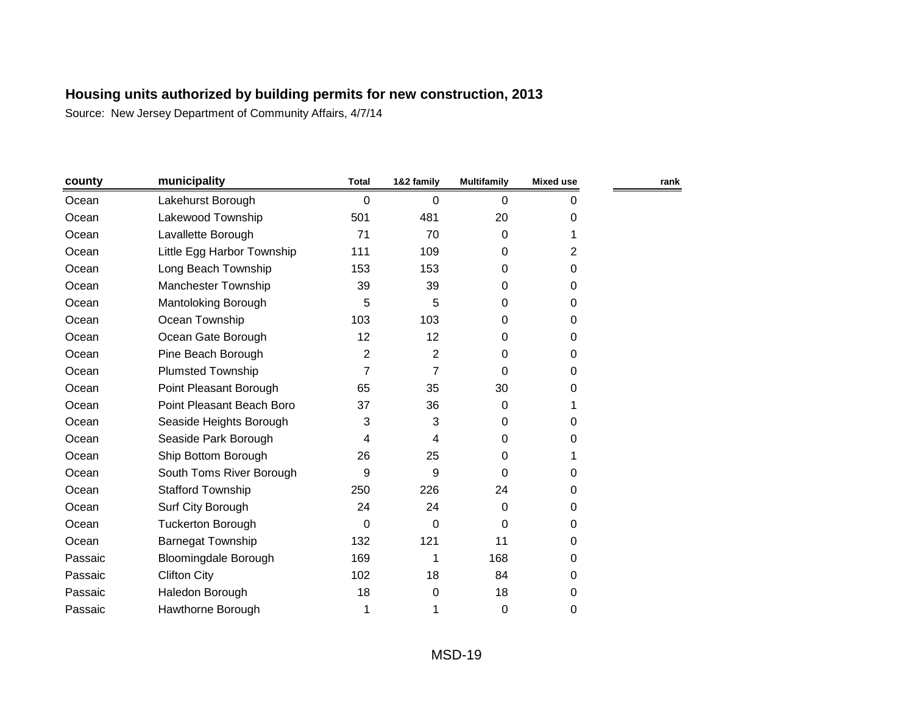## Housing units authorized by building permits for new construction, 2013

Source: New Jersey Department of Community Affairs, 4/7/14

| county | municipality | Total | 1&2 family | Multifamily | Mixed use | rank |
|---|---|---|---|---|---|---|
| Ocean | Lakehurst Borough | 0 | 0 | 0 | 0 | |
| Ocean | Lakewood Township | 501 | 481 | 20 | 0 | |
| Ocean | Lavallette Borough | 71 | 70 | 0 | 1 | |
| Ocean | Little Egg Harbor Township | 111 | 109 | 0 | 2 | |
| Ocean | Long Beach Township | 153 | 153 | 0 | 0 | |
| Ocean | Manchester Township | 39 | 39 | 0 | 0 | |
| Ocean | Mantoloking Borough | 5 | 5 | 0 | 0 | |
| Ocean | Ocean Township | 103 | 103 | 0 | 0 | |
| Ocean | Ocean Gate Borough | 12 | 12 | 0 | 0 | |
| Ocean | Pine Beach Borough | 2 | 2 | 0 | 0 | |
| Ocean | Plumsted Township | 7 | 7 | 0 | 0 | |
| Ocean | Point Pleasant Borough | 65 | 35 | 30 | 0 | |
| Ocean | Point Pleasant Beach Boro | 37 | 36 | 0 | 1 | |
| Ocean | Seaside Heights Borough | 3 | 3 | 0 | 0 | |
| Ocean | Seaside Park Borough | 4 | 4 | 0 | 0 | |
| Ocean | Ship Bottom Borough | 26 | 25 | 0 | 1 | |
| Ocean | South Toms River Borough | 9 | 9 | 0 | 0 | |
| Ocean | Stafford Township | 250 | 226 | 24 | 0 | |
| Ocean | Surf City Borough | 24 | 24 | 0 | 0 | |
| Ocean | Tuckerton Borough | 0 | 0 | 0 | 0 | |
| Ocean | Barnegat Township | 132 | 121 | 11 | 0 | |
| Passaic | Bloomingdale Borough | 169 | 1 | 168 | 0 | |
| Passaic | Clifton City | 102 | 18 | 84 | 0 | |
| Passaic | Haledon Borough | 18 | 0 | 18 | 0 | |
| Passaic | Hawthorne Borough | 1 | 1 | 0 | 0 | |

MSD-19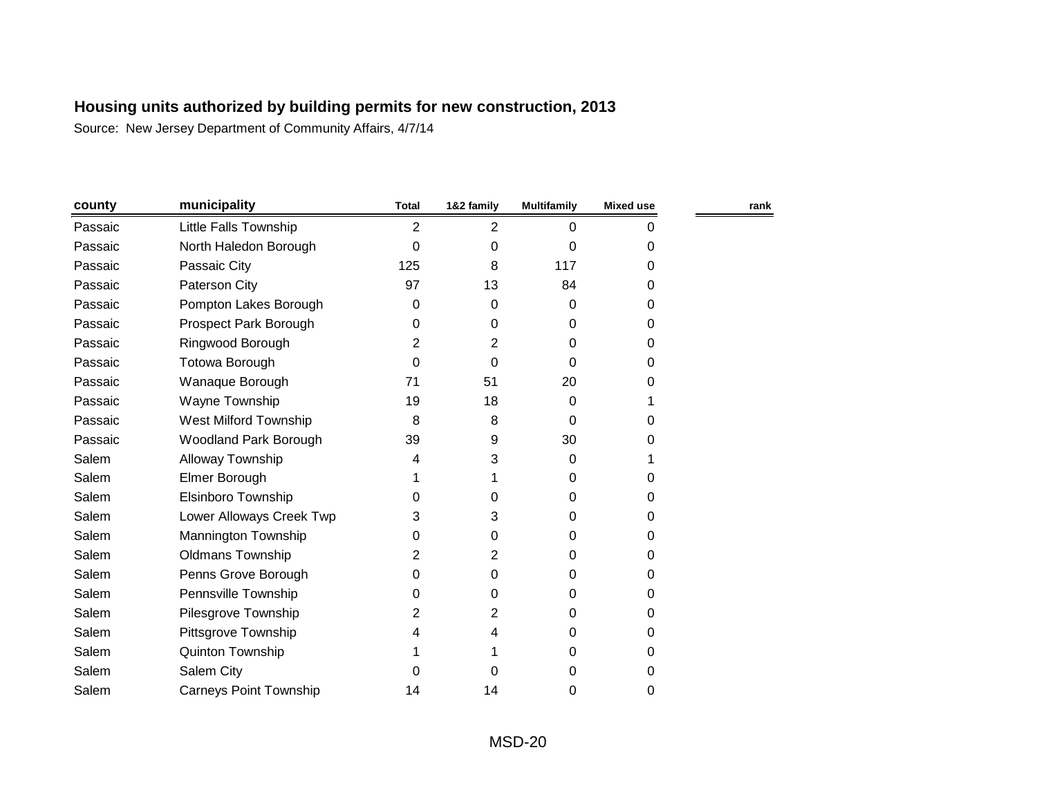## Housing units authorized by building permits for new construction, 2013

Source: New Jersey Department of Community Affairs, 4/7/14

| county | municipality | Total | 1&2 family | Multifamily | Mixed use | rank |
|---|---|---|---|---|---|---|
| Passaic | Little Falls Township | 2 | 2 | 0 | 0 | |
| Passaic | North Haledon Borough | 0 | 0 | 0 | 0 | |
| Passaic | Passaic City | 125 | 8 | 117 | 0 | |
| Passaic | Paterson City | 97 | 13 | 84 | 0 | |
| Passaic | Pompton Lakes Borough | 0 | 0 | 0 | 0 | |
| Passaic | Prospect Park Borough | 0 | 0 | 0 | 0 | |
| Passaic | Ringwood Borough | 2 | 2 | 0 | 0 | |
| Passaic | Totowa Borough | 0 | 0 | 0 | 0 | |
| Passaic | Wanaque Borough | 71 | 51 | 20 | 0 | |
| Passaic | Wayne Township | 19 | 18 | 0 | 1 | |
| Passaic | West Milford Township | 8 | 8 | 0 | 0 | |
| Passaic | Woodland Park Borough | 39 | 9 | 30 | 0 | |
| Salem | Alloway Township | 4 | 3 | 0 | 1 | |
| Salem | Elmer Borough | 1 | 1 | 0 | 0 | |
| Salem | Elsinboro Township | 0 | 0 | 0 | 0 | |
| Salem | Lower Alloways Creek Twp | 3 | 3 | 0 | 0 | |
| Salem | Mannington Township | 0 | 0 | 0 | 0 | |
| Salem | Oldmans Township | 2 | 2 | 0 | 0 | |
| Salem | Penns Grove Borough | 0 | 0 | 0 | 0 | |
| Salem | Pennsville Township | 0 | 0 | 0 | 0 | |
| Salem | Pilesgrove Township | 2 | 2 | 0 | 0 | |
| Salem | Pittsgrove Township | 4 | 4 | 0 | 0 | |
| Salem | Quinton Township | 1 | 1 | 0 | 0 | |
| Salem | Salem City | 0 | 0 | 0 | 0 | |
| Salem | Carneys Point Township | 14 | 14 | 0 | 0 | |

MSD-20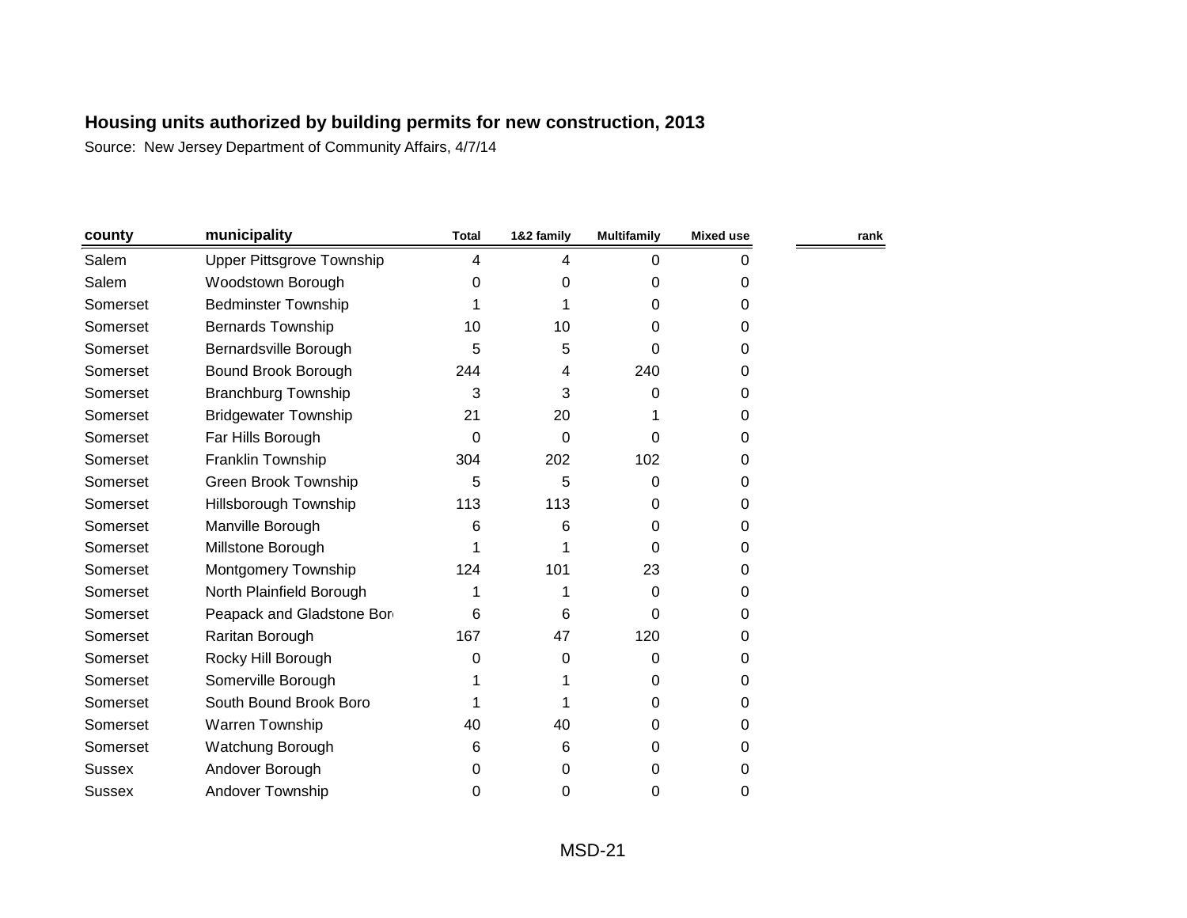**Housing units authorized by building permits for new construction, 2013**

Source: New Jersey Department of Community Affairs, 4/7/14

| county | municipality | Total | 1&2 family | Multifamily | Mixed use | rank |
|---|---|---|---|---|---|---|
| Salem | Upper Pittsgrove Township | 4 | 4 | 0 | 0 | |
| Salem | Woodstown Borough | 0 | 0 | 0 | 0 | |
| Somerset | Bedminster Township | 1 | 1 | 0 | 0 | |
| Somerset | Bernards Township | 10 | 10 | 0 | 0 | |
| Somerset | Bernardsville Borough | 5 | 5 | 0 | 0 | |
| Somerset | Bound Brook Borough | 244 | 4 | 240 | 0 | |
| Somerset | Branchburg Township | 3 | 3 | 0 | 0 | |
| Somerset | Bridgewater Township | 21 | 20 | 1 | 0 | |
| Somerset | Far Hills Borough | 0 | 0 | 0 | 0 | |
| Somerset | Franklin Township | 304 | 202 | 102 | 0 | |
| Somerset | Green Brook Township | 5 | 5 | 0 | 0 | |
| Somerset | Hillsborough Township | 113 | 113 | 0 | 0 | |
| Somerset | Manville Borough | 6 | 6 | 0 | 0 | |
| Somerset | Millstone Borough | 1 | 1 | 0 | 0 | |
| Somerset | Montgomery Township | 124 | 101 | 23 | 0 | |
| Somerset | North Plainfield Borough | 1 | 1 | 0 | 0 | |
| Somerset | Peapack and Gladstone Bor | 6 | 6 | 0 | 0 | |
| Somerset | Raritan Borough | 167 | 47 | 120 | 0 | |
| Somerset | Rocky Hill Borough | 0 | 0 | 0 | 0 | |
| Somerset | Somerville Borough | 1 | 1 | 0 | 0 | |
| Somerset | South Bound Brook Boro | 1 | 1 | 0 | 0 | |
| Somerset | Warren Township | 40 | 40 | 0 | 0 | |
| Somerset | Watchung Borough | 6 | 6 | 0 | 0 | |
| Sussex | Andover Borough | 0 | 0 | 0 | 0 | |
| Sussex | Andover Township | 0 | 0 | 0 | 0 | |

MSD-21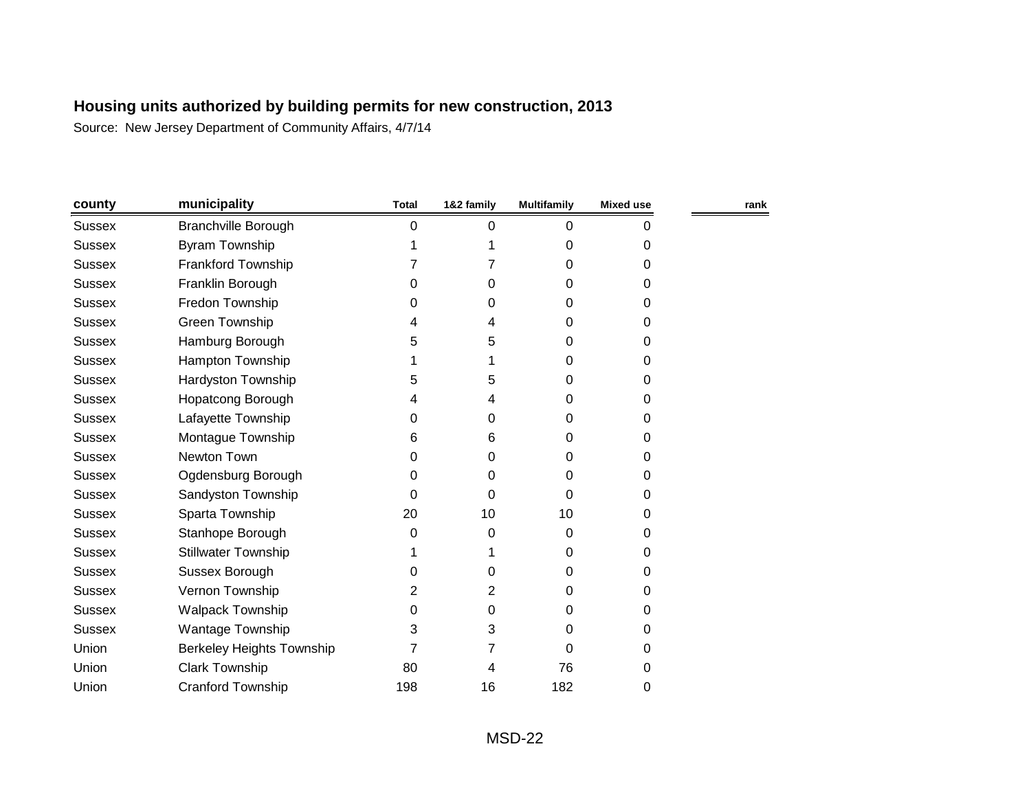## Housing units authorized by building permits for new construction, 2013

Source: New Jersey Department of Community Affairs, 4/7/14

| county | municipality | Total | 1&2 family | Multifamily | Mixed use | rank |
|---|---|---|---|---|---|---|
| Sussex | Branchville Borough | 0 | 0 | 0 | 0 | |
| Sussex | Byram Township | 1 | 1 | 0 | 0 | |
| Sussex | Frankford Township | 7 | 7 | 0 | 0 | |
| Sussex | Franklin Borough | 0 | 0 | 0 | 0 | |
| Sussex | Fredon Township | 0 | 0 | 0 | 0 | |
| Sussex | Green Township | 4 | 4 | 0 | 0 | |
| Sussex | Hamburg Borough | 5 | 5 | 0 | 0 | |
| Sussex | Hampton Township | 1 | 1 | 0 | 0 | |
| Sussex | Hardyston Township | 5 | 5 | 0 | 0 | |
| Sussex | Hopatcong Borough | 4 | 4 | 0 | 0 | |
| Sussex | Lafayette Township | 0 | 0 | 0 | 0 | |
| Sussex | Montague Township | 6 | 6 | 0 | 0 | |
| Sussex | Newton Town | 0 | 0 | 0 | 0 | |
| Sussex | Ogdensburg Borough | 0 | 0 | 0 | 0 | |
| Sussex | Sandyston Township | 0 | 0 | 0 | 0 | |
| Sussex | Sparta Township | 20 | 10 | 10 | 0 | |
| Sussex | Stanhope Borough | 0 | 0 | 0 | 0 | |
| Sussex | Stillwater Township | 1 | 1 | 0 | 0 | |
| Sussex | Sussex Borough | 0 | 0 | 0 | 0 | |
| Sussex | Vernon Township | 2 | 2 | 0 | 0 | |
| Sussex | Walpack Township | 0 | 0 | 0 | 0 | |
| Sussex | Wantage Township | 3 | 3 | 0 | 0 | |
| Union | Berkeley Heights Township | 7 | 7 | 0 | 0 | |
| Union | Clark Township | 80 | 4 | 76 | 0 | |
| Union | Cranford Township | 198 | 16 | 182 | 0 | |

MSD-22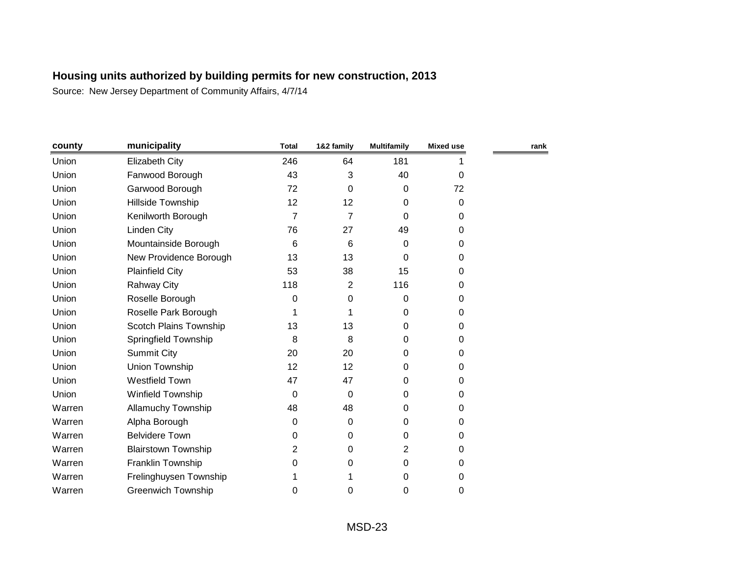**Housing units authorized by building permits for new construction, 2013**

Source: New Jersey Department of Community Affairs, 4/7/14

| county | municipality | Total | 1&2 family | Multifamily | Mixed use | rank |
|---|---|---|---|---|---|---|
| Union | Elizabeth City | 246 | 64 | 181 | 1 | |
| Union | Fanwood Borough | 43 | 3 | 40 | 0 | |
| Union | Garwood Borough | 72 | 0 | 0 | 72 | |
| Union | Hillside Township | 12 | 12 | 0 | 0 | |
| Union | Kenilworth Borough | 7 | 7 | 0 | 0 | |
| Union | Linden City | 76 | 27 | 49 | 0 | |
| Union | Mountainside Borough | 6 | 6 | 0 | 0 | |
| Union | New Providence Borough | 13 | 13 | 0 | 0 | |
| Union | Plainfield City | 53 | 38 | 15 | 0 | |
| Union | Rahway City | 118 | 2 | 116 | 0 | |
| Union | Roselle Borough | 0 | 0 | 0 | 0 | |
| Union | Roselle Park Borough | 1 | 1 | 0 | 0 | |
| Union | Scotch Plains Township | 13 | 13 | 0 | 0 | |
| Union | Springfield Township | 8 | 8 | 0 | 0 | |
| Union | Summit City | 20 | 20 | 0 | 0 | |
| Union | Union Township | 12 | 12 | 0 | 0 | |
| Union | Westfield Town | 47 | 47 | 0 | 0 | |
| Union | Winfield Township | 0 | 0 | 0 | 0 | |
| Warren | Allamuchy Township | 48 | 48 | 0 | 0 | |
| Warren | Alpha Borough | 0 | 0 | 0 | 0 | |
| Warren | Belvidere Town | 0 | 0 | 0 | 0 | |
| Warren | Blairstown Township | 2 | 0 | 2 | 0 | |
| Warren | Franklin Township | 0 | 0 | 0 | 0 | |
| Warren | Frelinghuysen Township | 1 | 1 | 0 | 0 | |
| Warren | Greenwich Township | 0 | 0 | 0 | 0 | |

MSD-23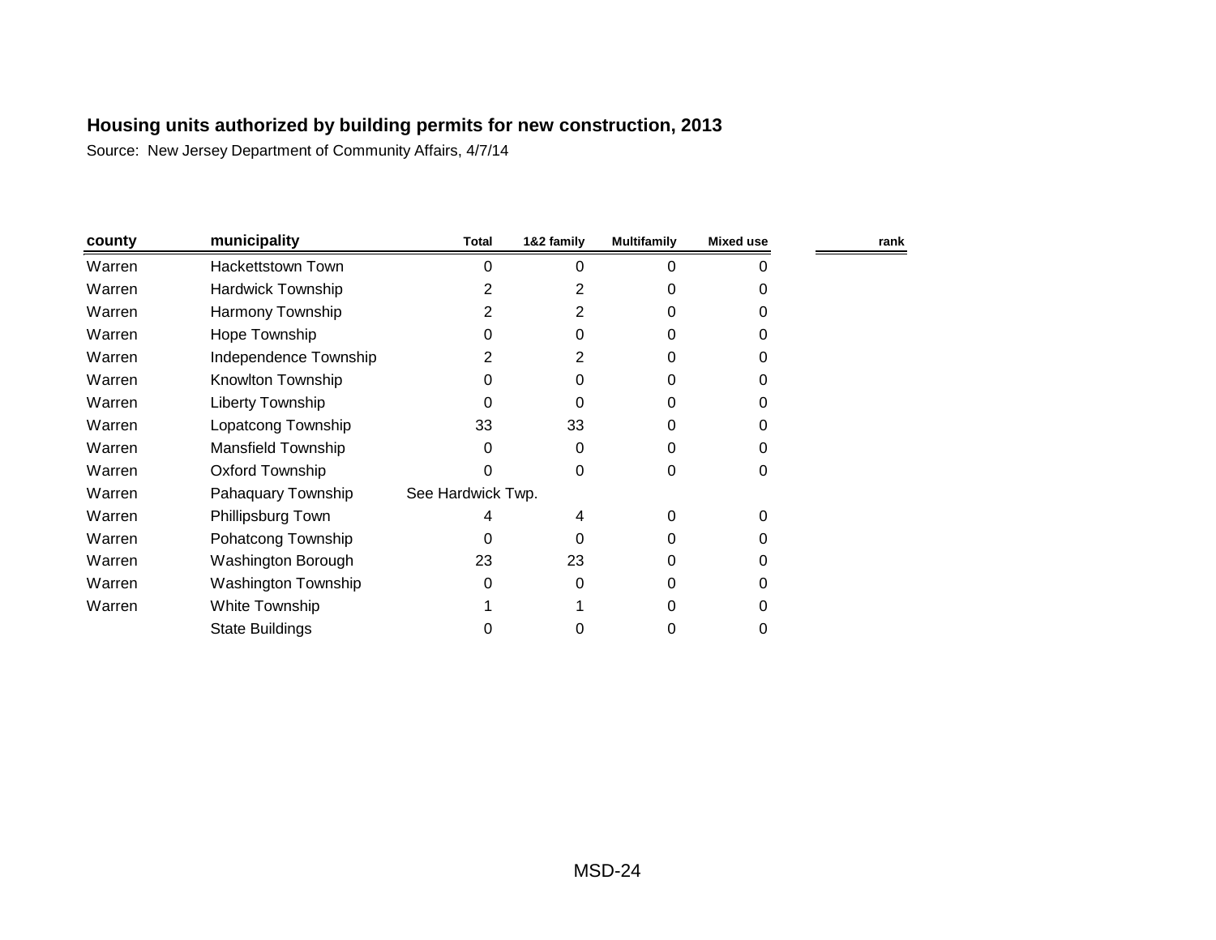## Housing units authorized by building permits for new construction, 2013

Source: New Jersey Department of Community Affairs, 4/7/14

| county | municipality | Total | 1&2 family | Multifamily | Mixed use | rank |
|---|---|---|---|---|---|---|
| Warren | Hackettstown Town | 0 | 0 | 0 | 0 | |
| Warren | Hardwick Township | 2 | 2 | 0 | 0 | |
| Warren | Harmony Township | 2 | 2 | 0 | 0 | |
| Warren | Hope Township | 0 | 0 | 0 | 0 | |
| Warren | Independence Township | 2 | 2 | 0 | 0 | |
| Warren | Knowlton Township | 0 | 0 | 0 | 0 | |
| Warren | Liberty Township | 0 | 0 | 0 | 0 | |
| Warren | Lopatcong Township | 33 | 33 | 0 | 0 | |
| Warren | Mansfield Township | 0 | 0 | 0 | 0 | |
| Warren | Oxford Township | 0 | 0 | 0 | 0 | |
| Warren | Pahaquary Township | See Hardwick Twp. | | | | |
| Warren | Phillipsburg Town | 4 | 4 | 0 | 0 | |
| Warren | Pohatcong Township | 0 | 0 | 0 | 0 | |
| Warren | Washington Borough | 23 | 23 | 0 | 0 | |
| Warren | Washington Township | 0 | 0 | 0 | 0 | |
| Warren | White Township | 1 | 1 | 0 | 0 | |
| | State Buildings | 0 | 0 | 0 | 0 | |

MSD-24